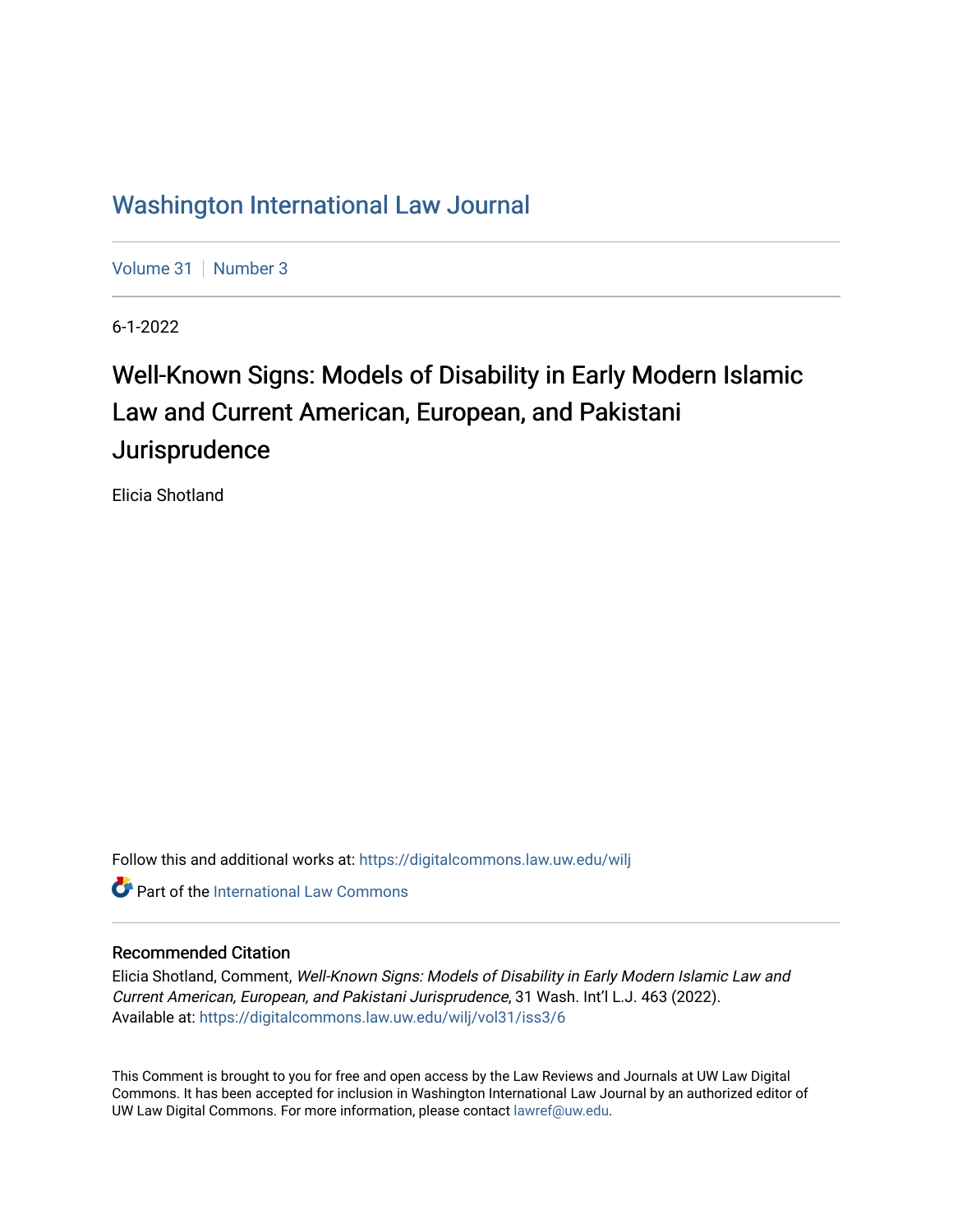Washington International Law Journal

Volume 31 | Number 3

6-1-2022

# Well-Known Signs: Models of Disability in Early Modern Islamic Law and Current American, European, and Pakistani Jurisprudence

Elicia Shotland

Follow this and additional works at: https://digitalcommons.law.uw.edu/wilj

Part of the International Law Commons

### Recommended Citation

Elicia Shotland, Comment, *Well-Known Signs: Models of Disability in Early Modern Islamic Law and Current American, European, and Pakistani Jurisprudence*, 31 Wash. Int'l L.J. 463 (2022).
Available at: https://digitalcommons.law.uw.edu/wilj/vol31/iss3/6

This Comment is brought to you for free and open access by the Law Reviews and Journals at UW Law Digital Commons. It has been accepted for inclusion in Washington International Law Journal by an authorized editor of UW Law Digital Commons. For more information, please contact lawref@uw.edu.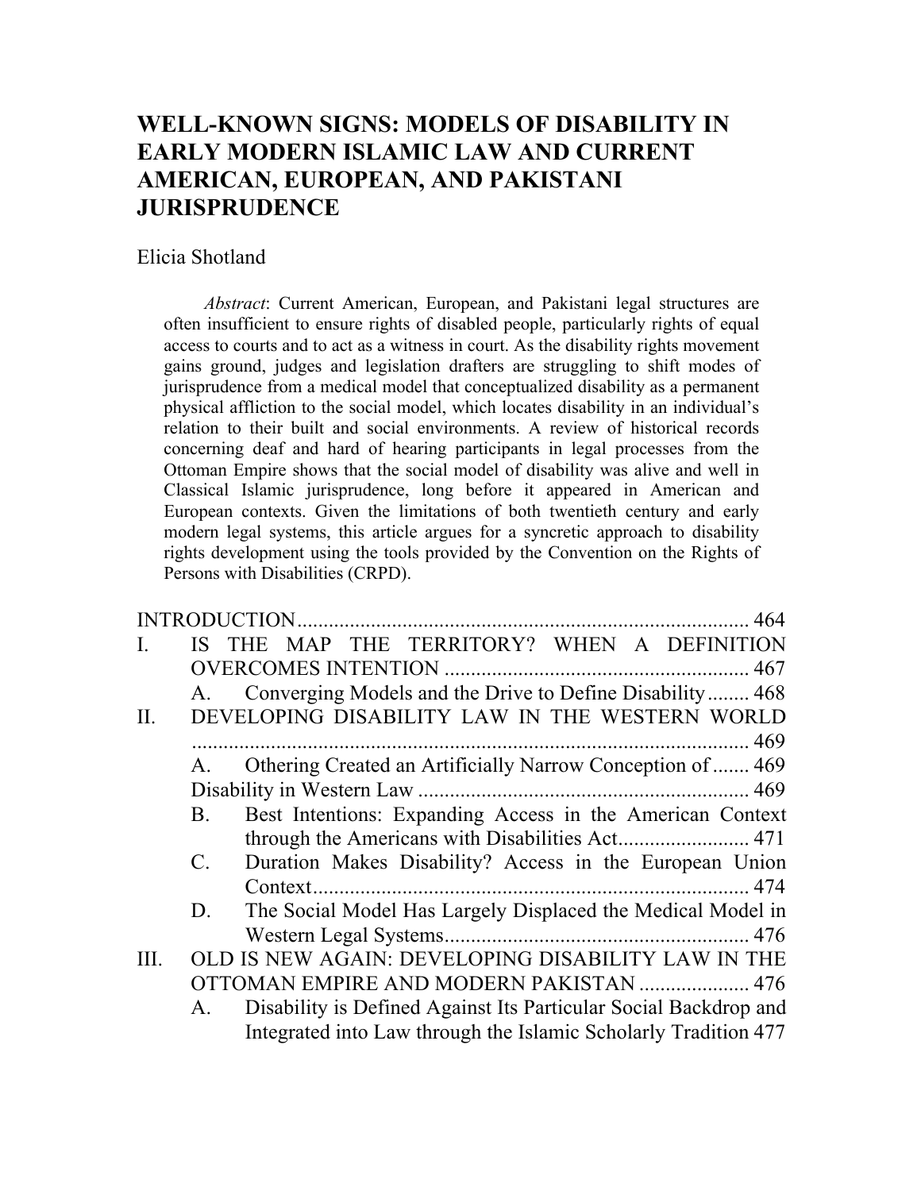# WELL-KNOWN SIGNS: MODELS OF DISABILITY IN EARLY MODERN ISLAMIC LAW AND CURRENT AMERICAN, EUROPEAN, AND PAKISTANI JURISPRUDENCE

Elicia Shotland

*Abstract*: Current American, European, and Pakistani legal structures are often insufficient to ensure rights of disabled people, particularly rights of equal access to courts and to act as a witness in court. As the disability rights movement gains ground, judges and legislation drafters are struggling to shift modes of jurisprudence from a medical model that conceptualized disability as a permanent physical affliction to the social model, which locates disability in an individual's relation to their built and social environments. A review of historical records concerning deaf and hard of hearing participants in legal processes from the Ottoman Empire shows that the social model of disability was alive and well in Classical Islamic jurisprudence, long before it appeared in American and European contexts. Given the limitations of both twentieth century and early modern legal systems, this article argues for a syncretic approach to disability rights development using the tools provided by the Convention on the Rights of Persons with Disabilities (CRPD).

INTRODUCTION .................................................................................... 464

I. IS THE MAP THE TERRITORY? WHEN A DEFINITION OVERCOMES INTENTION ........................................................ 467
   A. Converging Models and the Drive to Define Disability ........ 468

II. DEVELOPING DISABILITY LAW IN THE WESTERN WORLD ........................................................................................... 469
   A. Othering Created an Artificially Narrow Conception of Disability in Western Law ............................................................. 469
   B. Best Intentions: Expanding Access in the American Context through the Americans with Disabilities Act......................... 471
   C. Duration Makes Disability? Access in the European Union Context.................................................................................. 474
   D. The Social Model Has Largely Displaced the Medical Model in Western Legal Systems......................................................... 476

III. OLD IS NEW AGAIN: DEVELOPING DISABILITY LAW IN THE OTTOMAN EMPIRE AND MODERN PAKISTAN ..................... 476
   A. Disability is Defined Against Its Particular Social Backdrop and Integrated into Law through the Islamic Scholarly Tradition 477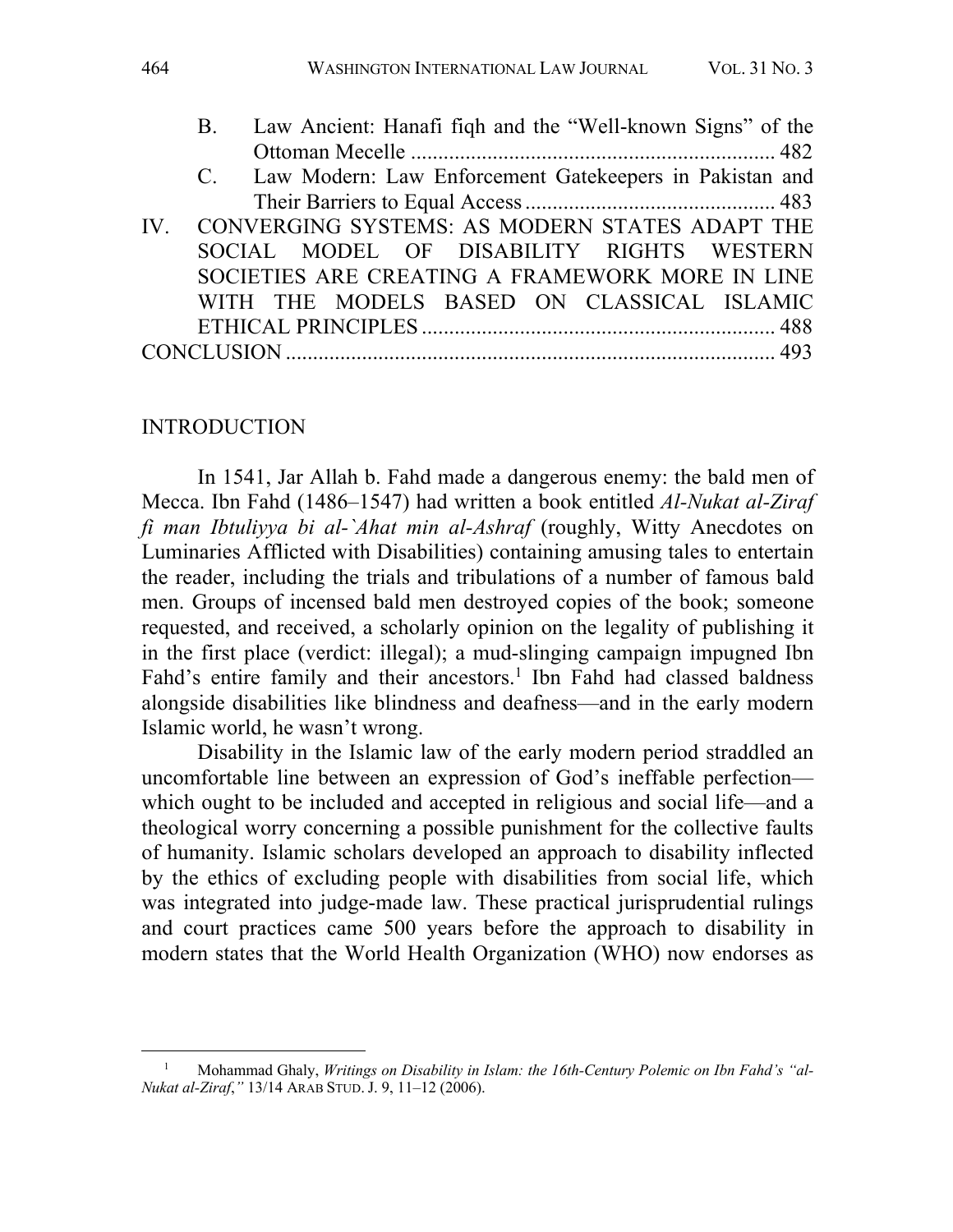B. Law Ancient: Hanafi fiqh and the "Well-known Signs" of the Ottoman Mecelle .................................................................. 482

C. Law Modern: Law Enforcement Gatekeepers in Pakistan and Their Barriers to Equal Access ............................................. 483

IV. CONVERGING SYSTEMS: AS MODERN STATES ADAPT THE SOCIAL MODEL OF DISABILITY RIGHTS WESTERN SOCIETIES ARE CREATING A FRAMEWORK MORE IN LINE WITH THE MODELS BASED ON CLASSICAL ISLAMIC ETHICAL PRINCIPLES ................................................................ 488

CONCLUSION ......................................................................................... 493

## INTRODUCTION

In 1541, Jar Allah b. Fahd made a dangerous enemy: the bald men of Mecca. Ibn Fahd (1486–1547) had written a book entitled *Al-Nukat al-Ziraf fi man Ibtuliyya bi al-`Ahat min al-Ashraf* (roughly, Witty Anecdotes on Luminaries Afflicted with Disabilities) containing amusing tales to entertain the reader, including the trials and tribulations of a number of famous bald men. Groups of incensed bald men destroyed copies of the book; someone requested, and received, a scholarly opinion on the legality of publishing it in the first place (verdict: illegal); a mud-slinging campaign impugned Ibn Fahd's entire family and their ancestors.[1] Ibn Fahd had classed baldness alongside disabilities like blindness and deafness—and in the early modern Islamic world, he wasn't wrong.

Disability in the Islamic law of the early modern period straddled an uncomfortable line between an expression of God's ineffable perfection—which ought to be included and accepted in religious and social life—and a theological worry concerning a possible punishment for the collective faults of humanity. Islamic scholars developed an approach to disability inflected by the ethics of excluding people with disabilities from social life, which was integrated into judge-made law. These practical jurisprudential rulings and court practices came 500 years before the approach to disability in modern states that the World Health Organization (WHO) now endorses as

---

[1] Mohammad Ghaly, *Writings on Disability in Islam: the 16th-Century Polemic on Ibn Fahd's "al-Nukat al-Ziraf,"* 13/14 ARAB STUD. J. 9, 11–12 (2006).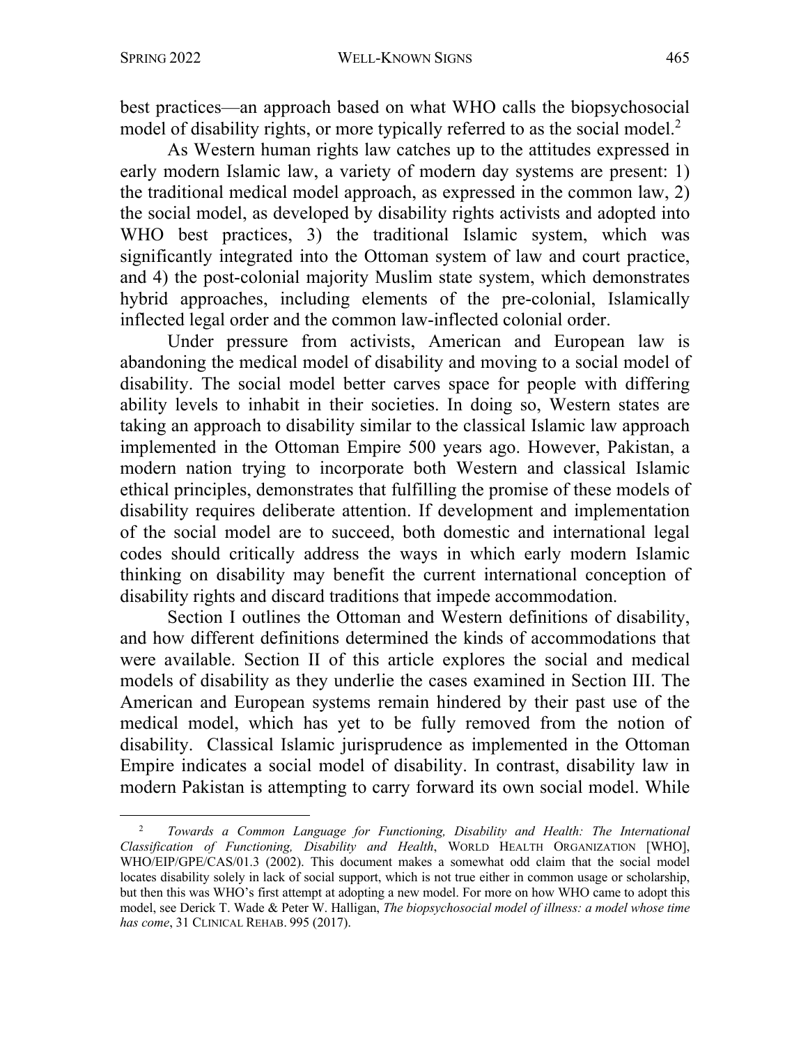best practices—an approach based on what WHO calls the biopsychosocial model of disability rights, or more typically referred to as the social model.[2]

As Western human rights law catches up to the attitudes expressed in early modern Islamic law, a variety of modern day systems are present: 1) the traditional medical model approach, as expressed in the common law, 2) the social model, as developed by disability rights activists and adopted into WHO best practices, 3) the traditional Islamic system, which was significantly integrated into the Ottoman system of law and court practice, and 4) the post-colonial majority Muslim state system, which demonstrates hybrid approaches, including elements of the pre-colonial, Islamically inflected legal order and the common law-inflected colonial order.

Under pressure from activists, American and European law is abandoning the medical model of disability and moving to a social model of disability. The social model better carves space for people with differing ability levels to inhabit in their societies. In doing so, Western states are taking an approach to disability similar to the classical Islamic law approach implemented in the Ottoman Empire 500 years ago. However, Pakistan, a modern nation trying to incorporate both Western and classical Islamic ethical principles, demonstrates that fulfilling the promise of these models of disability requires deliberate attention. If development and implementation of the social model are to succeed, both domestic and international legal codes should critically address the ways in which early modern Islamic thinking on disability may benefit the current international conception of disability rights and discard traditions that impede accommodation.

Section I outlines the Ottoman and Western definitions of disability, and how different definitions determined the kinds of accommodations that were available. Section II of this article explores the social and medical models of disability as they underlie the cases examined in Section III. The American and European systems remain hindered by their past use of the medical model, which has yet to be fully removed from the notion of disability. Classical Islamic jurisprudence as implemented in the Ottoman Empire indicates a social model of disability. In contrast, disability law in modern Pakistan is attempting to carry forward its own social model. While

---

[2] *Towards a Common Language for Functioning, Disability and Health: The International Classification of Functioning, Disability and Health*, WORLD HEALTH ORGANIZATION [WHO], WHO/EIP/GPE/CAS/01.3 (2002). This document makes a somewhat odd claim that the social model locates disability solely in lack of social support, which is not true either in common usage or scholarship, but then this was WHO's first attempt at adopting a new model. For more on how WHO came to adopt this model, see Derick T. Wade & Peter W. Halligan, *The biopsychosocial model of illness: a model whose time has come*, 31 CLINICAL REHAB. 995 (2017).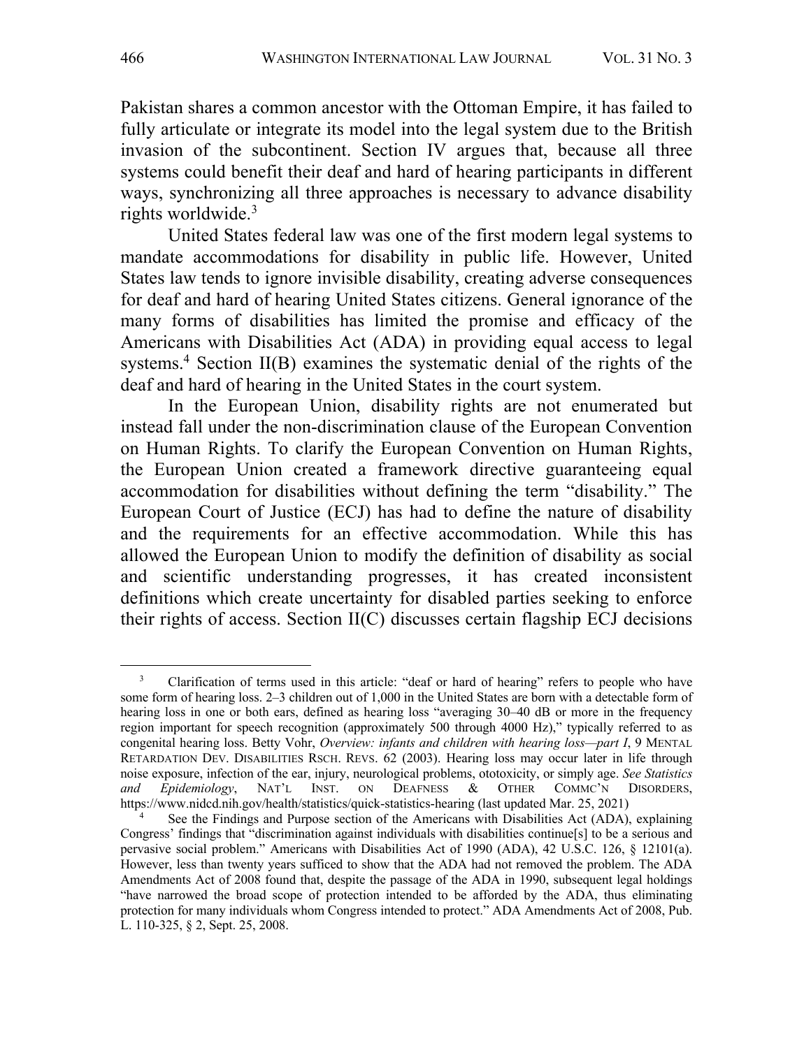Pakistan shares a common ancestor with the Ottoman Empire, it has failed to fully articulate or integrate its model into the legal system due to the British invasion of the subcontinent. Section IV argues that, because all three systems could benefit their deaf and hard of hearing participants in different ways, synchronizing all three approaches is necessary to advance disability rights worldwide.[3]

United States federal law was one of the first modern legal systems to mandate accommodations for disability in public life. However, United States law tends to ignore invisible disability, creating adverse consequences for deaf and hard of hearing United States citizens. General ignorance of the many forms of disabilities has limited the promise and efficacy of the Americans with Disabilities Act (ADA) in providing equal access to legal systems.[4] Section II(B) examines the systematic denial of the rights of the deaf and hard of hearing in the United States in the court system.

In the European Union, disability rights are not enumerated but instead fall under the non-discrimination clause of the European Convention on Human Rights. To clarify the European Convention on Human Rights, the European Union created a framework directive guaranteeing equal accommodation for disabilities without defining the term "disability." The European Court of Justice (ECJ) has had to define the nature of disability and the requirements for an effective accommodation. While this has allowed the European Union to modify the definition of disability as social and scientific understanding progresses, it has created inconsistent definitions which create uncertainty for disabled parties seeking to enforce their rights of access. Section II(C) discusses certain flagship ECJ decisions

---

[3] Clarification of terms used in this article: "deaf or hard of hearing" refers to people who have some form of hearing loss. 2–3 children out of 1,000 in the United States are born with a detectable form of hearing loss in one or both ears, defined as hearing loss "averaging 30–40 dB or more in the frequency region important for speech recognition (approximately 500 through 4000 Hz)," typically referred to as congenital hearing loss. Betty Vohr, *Overview: infants and children with hearing loss—part I*, 9 MENTAL RETARDATION DEV. DISABILITIES RSCH. REVS. 62 (2003). Hearing loss may occur later in life through noise exposure, infection of the ear, injury, neurological problems, ototoxicity, or simply age. *See Statistics and Epidemiology*, NAT'L INST. ON DEAFNESS & OTHER COMMC'N DISORDERS, https://www.nidcd.nih.gov/health/statistics/quick-statistics-hearing (last updated Mar. 25, 2021)

[4] See the Findings and Purpose section of the Americans with Disabilities Act (ADA), explaining Congress' findings that "discrimination against individuals with disabilities continue[s] to be a serious and pervasive social problem." Americans with Disabilities Act of 1990 (ADA), 42 U.S.C. 126, § 12101(a). However, less than twenty years sufficed to show that the ADA had not removed the problem. The ADA Amendments Act of 2008 found that, despite the passage of the ADA in 1990, subsequent legal holdings "have narrowed the broad scope of protection intended to be afforded by the ADA, thus eliminating protection for many individuals whom Congress intended to protect." ADA Amendments Act of 2008, Pub. L. 110-325, § 2, Sept. 25, 2008.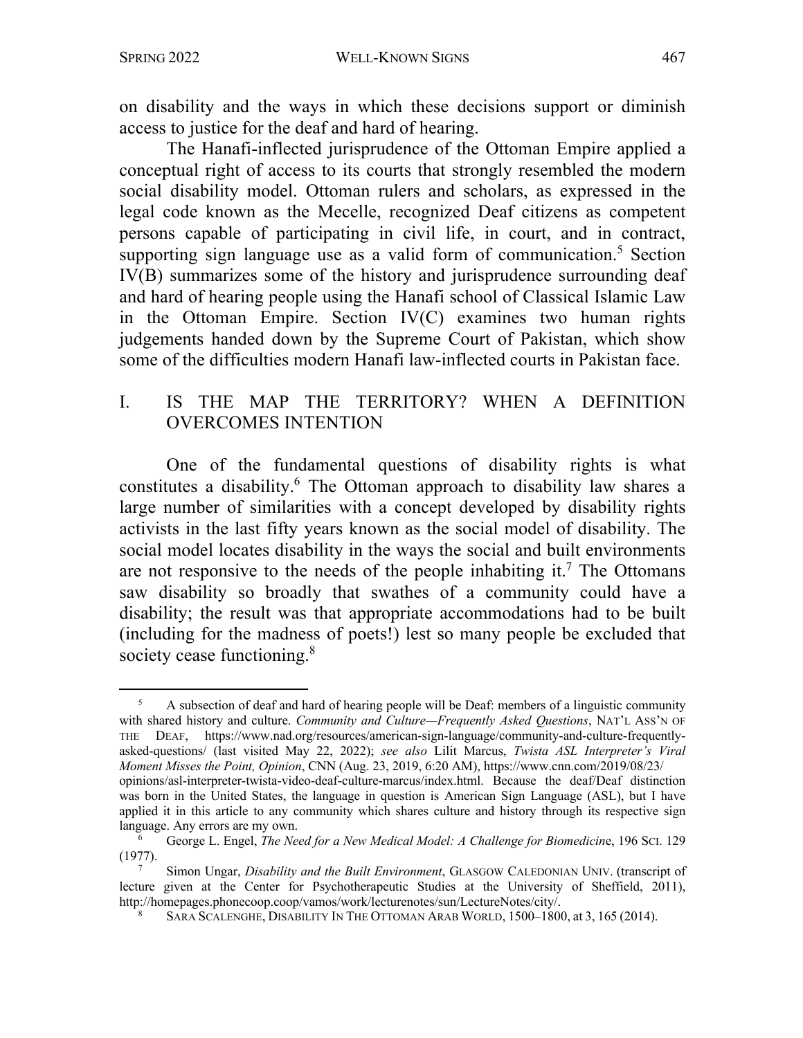on disability and the ways in which these decisions support or diminish access to justice for the deaf and hard of hearing.

The Hanafi-inflected jurisprudence of the Ottoman Empire applied a conceptual right of access to its courts that strongly resembled the modern social disability model. Ottoman rulers and scholars, as expressed in the legal code known as the Mecelle, recognized Deaf citizens as competent persons capable of participating in civil life, in court, and in contract, supporting sign language use as a valid form of communication.[5] Section IV(B) summarizes some of the history and jurisprudence surrounding deaf and hard of hearing people using the Hanafi school of Classical Islamic Law in the Ottoman Empire. Section IV(C) examines two human rights judgements handed down by the Supreme Court of Pakistan, which show some of the difficulties modern Hanafi law-inflected courts in Pakistan face.

## I. IS THE MAP THE TERRITORY? WHEN A DEFINITION OVERCOMES INTENTION

One of the fundamental questions of disability rights is what constitutes a disability.[6] The Ottoman approach to disability law shares a large number of similarities with a concept developed by disability rights activists in the last fifty years known as the social model of disability. The social model locates disability in the ways the social and built environments are not responsive to the needs of the people inhabiting it.[7] The Ottomans saw disability so broadly that swathes of a community could have a disability; the result was that appropriate accommodations had to be built (including for the madness of poets!) lest so many people be excluded that society cease functioning.[8]

---

[5] A subsection of deaf and hard of hearing people will be Deaf: members of a linguistic community with shared history and culture. *Community and Culture—Frequently Asked Questions*, NAT'L ASS'N OF THE DEAF, https://www.nad.org/resources/american-sign-language/community-and-culture-frequently-asked-questions/ (last visited May 22, 2022); *see also* Lilit Marcus, *Twista ASL Interpreter's Viral Moment Misses the Point, Opinion*, CNN (Aug. 23, 2019, 6:20 AM), https://www.cnn.com/2019/08/23/opinions/asl-interpreter-twista-video-deaf-culture-marcus/index.html. Because the deaf/Deaf distinction was born in the United States, the language in question is American Sign Language (ASL), but I have applied it in this article to any community which shares culture and history through its respective sign language. Any errors are my own.

[6] George L. Engel, *The Need for a New Medical Model: A Challenge for Biomedicine*, 196 SCI. 129 (1977).

[7] Simon Ungar, *Disability and the Built Environment*, GLASGOW CALEDONIAN UNIV. (transcript of lecture given at the Center for Psychotherapeutic Studies at the University of Sheffield, 2011), http://homepages.phonecoop.coop/vamos/work/lecturenotes/sun/LectureNotes/city/.

[8] SARA SCALENGHE, DISABILITY IN THE OTTOMAN ARAB WORLD, 1500–1800, at 3, 165 (2014).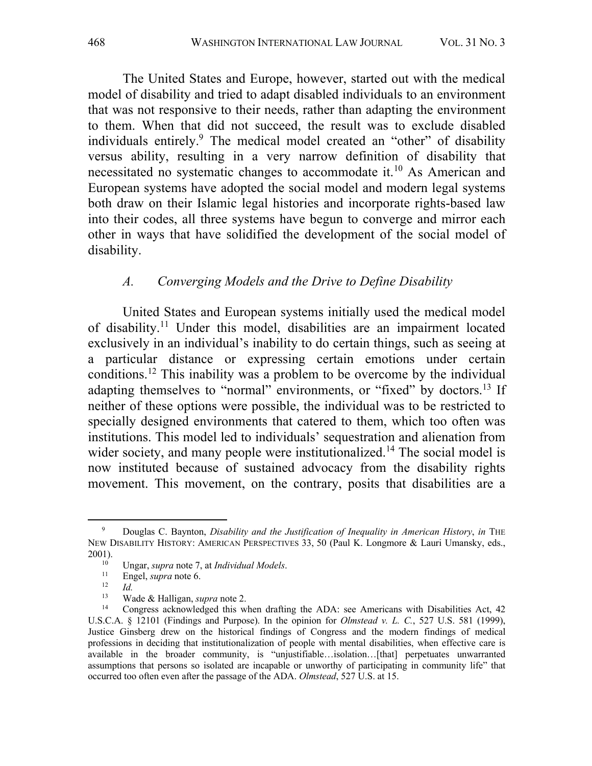The United States and Europe, however, started out with the medical model of disability and tried to adapt disabled individuals to an environment that was not responsive to their needs, rather than adapting the environment to them. When that did not succeed, the result was to exclude disabled individuals entirely.[9] The medical model created an "other" of disability versus ability, resulting in a very narrow definition of disability that necessitated no systematic changes to accommodate it.[10] As American and European systems have adopted the social model and modern legal systems both draw on their Islamic legal histories and incorporate rights-based law into their codes, all three systems have begun to converge and mirror each other in ways that have solidified the development of the social model of disability.

### *A. Converging Models and the Drive to Define Disability*

United States and European systems initially used the medical model of disability.[11] Under this model, disabilities are an impairment located exclusively in an individual's inability to do certain things, such as seeing at a particular distance or expressing certain emotions under certain conditions.[12] This inability was a problem to be overcome by the individual adapting themselves to "normal" environments, or "fixed" by doctors.[13] If neither of these options were possible, the individual was to be restricted to specially designed environments that catered to them, which too often was institutions. This model led to individuals' sequestration and alienation from wider society, and many people were institutionalized.[14] The social model is now instituted because of sustained advocacy from the disability rights movement. This movement, on the contrary, posits that disabilities are a

---

[9] Douglas C. Baynton, *Disability and the Justification of Inequality in American History*, *in* THE NEW DISABILITY HISTORY: AMERICAN PERSPECTIVES 33, 50 (Paul K. Longmore & Lauri Umansky, eds., 2001).

[10] Ungar, *supra* note 7, at *Individual Models*.

[11] Engel, *supra* note 6.

[12] *Id.*

[13] Wade & Halligan, *supra* note 2.

[14] Congress acknowledged this when drafting the ADA: see Americans with Disabilities Act, 42 U.S.C.A. § 12101 (Findings and Purpose). In the opinion for *Olmstead v. L. C.*, 527 U.S. 581 (1999), Justice Ginsberg drew on the historical findings of Congress and the modern findings of medical professions in deciding that institutionalization of people with mental disabilities, when effective care is available in the broader community, is "unjustifiable…isolation…[that] perpetuates unwarranted assumptions that persons so isolated are incapable or unworthy of participating in community life" that occurred too often even after the passage of the ADA. *Olmstead*, 527 U.S. at 15.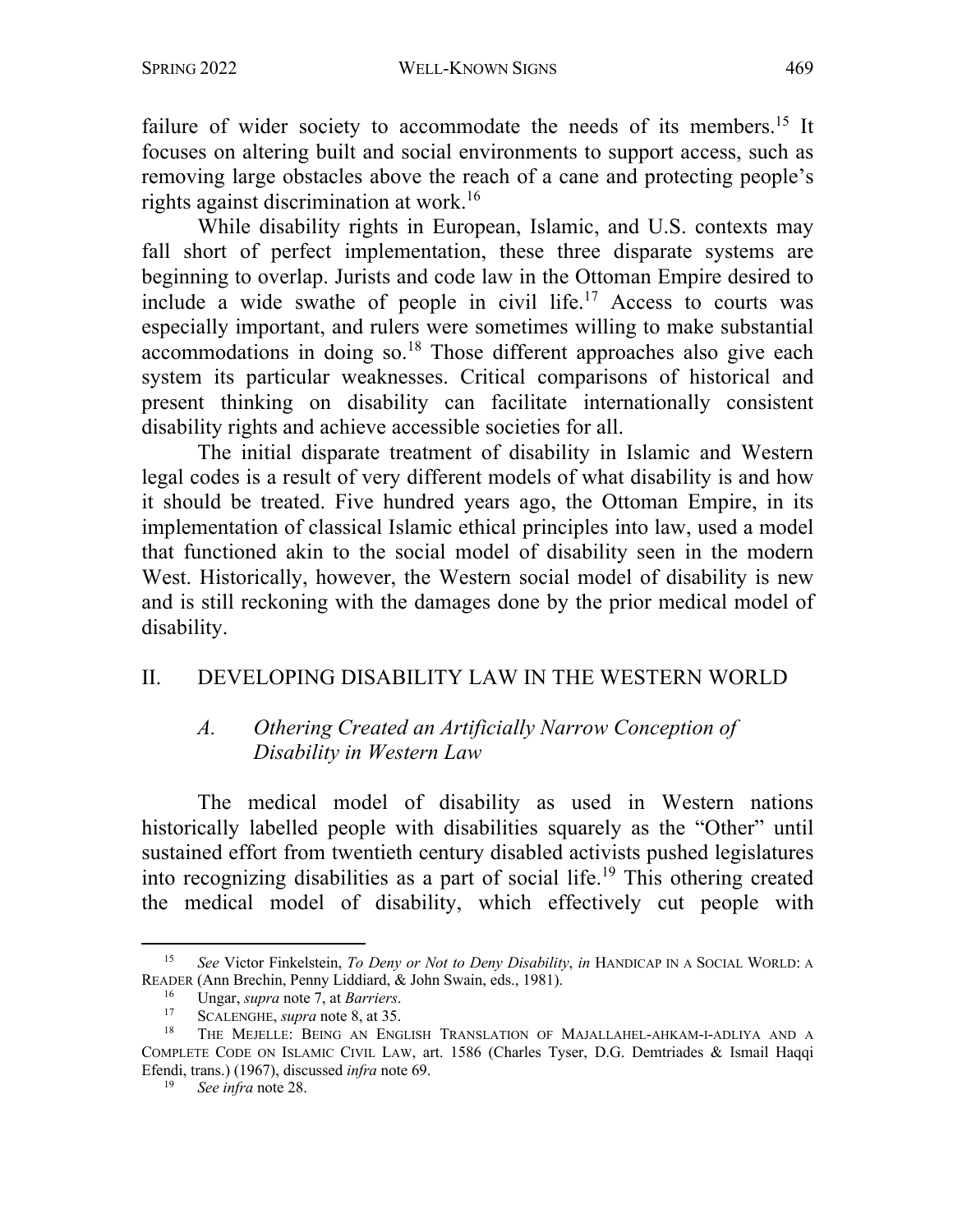failure of wider society to accommodate the needs of its members.[15] It focuses on altering built and social environments to support access, such as removing large obstacles above the reach of a cane and protecting people's rights against discrimination at work.[16]

While disability rights in European, Islamic, and U.S. contexts may fall short of perfect implementation, these three disparate systems are beginning to overlap. Jurists and code law in the Ottoman Empire desired to include a wide swathe of people in civil life.[17] Access to courts was especially important, and rulers were sometimes willing to make substantial accommodations in doing so.[18] Those different approaches also give each system its particular weaknesses. Critical comparisons of historical and present thinking on disability can facilitate internationally consistent disability rights and achieve accessible societies for all.

The initial disparate treatment of disability in Islamic and Western legal codes is a result of very different models of what disability is and how it should be treated. Five hundred years ago, the Ottoman Empire, in its implementation of classical Islamic ethical principles into law, used a model that functioned akin to the social model of disability seen in the modern West. Historically, however, the Western social model of disability is new and is still reckoning with the damages done by the prior medical model of disability.

## II. DEVELOPING DISABILITY LAW IN THE WESTERN WORLD

### *A. Othering Created an Artificially Narrow Conception of Disability in Western Law*

The medical model of disability as used in Western nations historically labelled people with disabilities squarely as the "Other" until sustained effort from twentieth century disabled activists pushed legislatures into recognizing disabilities as a part of social life.[19] This othering created the medical model of disability, which effectively cut people with

---

[15] *See* Victor Finkelstein, *To Deny or Not to Deny Disability*, *in* HANDICAP IN A SOCIAL WORLD: A READER (Ann Brechin, Penny Liddiard, & John Swain, eds., 1981).

[16] Ungar, *supra* note 7, at *Barriers*.

[17] SCALENGHE, *supra* note 8, at 35.

[18] THE MEJELLE: BEING AN ENGLISH TRANSLATION OF MAJALLAHEL-AHKAM-I-ADLIYA AND A COMPLETE CODE ON ISLAMIC CIVIL LAW, art. 1586 (Charles Tyser, D.G. Demtriades & Ismail Haqqi Efendi, trans.) (1967), discussed *infra* note 69.

[19] *See infra* note 28.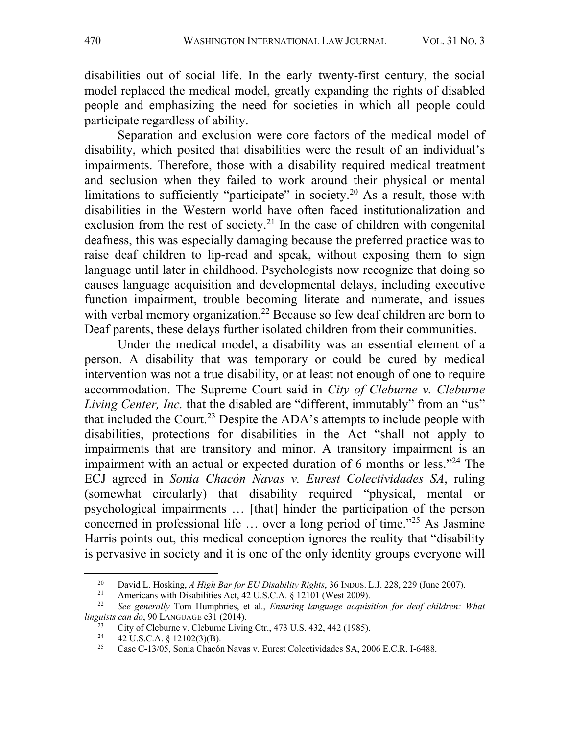disabilities out of social life. In the early twenty-first century, the social model replaced the medical model, greatly expanding the rights of disabled people and emphasizing the need for societies in which all people could participate regardless of ability.

Separation and exclusion were core factors of the medical model of disability, which posited that disabilities were the result of an individual's impairments. Therefore, those with a disability required medical treatment and seclusion when they failed to work around their physical or mental limitations to sufficiently "participate" in society.[20] As a result, those with disabilities in the Western world have often faced institutionalization and exclusion from the rest of society.[21] In the case of children with congenital deafness, this was especially damaging because the preferred practice was to raise deaf children to lip-read and speak, without exposing them to sign language until later in childhood. Psychologists now recognize that doing so causes language acquisition and developmental delays, including executive function impairment, trouble becoming literate and numerate, and issues with verbal memory organization.[22] Because so few deaf children are born to Deaf parents, these delays further isolated children from their communities.

Under the medical model, a disability was an essential element of a person. A disability that was temporary or could be cured by medical intervention was not a true disability, or at least not enough of one to require accommodation. The Supreme Court said in *City of Cleburne v. Cleburne Living Center, Inc.* that the disabled are "different, immutably" from an "us" that included the Court.[23] Despite the ADA's attempts to include people with disabilities, protections for disabilities in the Act "shall not apply to impairments that are transitory and minor. A transitory impairment is an impairment with an actual or expected duration of 6 months or less."[24] The ECJ agreed in *Sonia Chacón Navas v. Eurest Colectividades SA*, ruling (somewhat circularly) that disability required "physical, mental or psychological impairments … [that] hinder the participation of the person concerned in professional life … over a long period of time."[25] As Jasmine Harris points out, this medical conception ignores the reality that "disability is pervasive in society and it is one of the only identity groups everyone will

---

[20] David L. Hosking, *A High Bar for EU Disability Rights*, 36 INDUS. L.J. 228, 229 (June 2007).

[21] Americans with Disabilities Act, 42 U.S.C.A. § 12101 (West 2009).

[22] *See generally* Tom Humphries, et al., *Ensuring language acquisition for deaf children: What linguists can do*, 90 LANGUAGE e31 (2014).

[23] City of Cleburne v. Cleburne Living Ctr., 473 U.S. 432, 442 (1985).

[24] 42 U.S.C.A. § 12102(3)(B).

[25] Case C-13/05, Sonia Chacón Navas v. Eurest Colectividades SA, 2006 E.C.R. I-6488.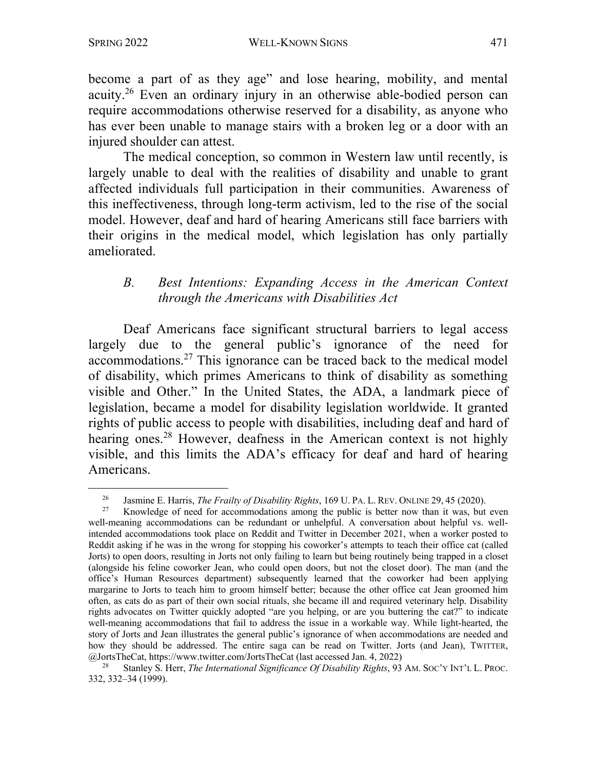become a part of as they age" and lose hearing, mobility, and mental acuity.[26] Even an ordinary injury in an otherwise able-bodied person can require accommodations otherwise reserved for a disability, as anyone who has ever been unable to manage stairs with a broken leg or a door with an injured shoulder can attest.

The medical conception, so common in Western law until recently, is largely unable to deal with the realities of disability and unable to grant affected individuals full participation in their communities. Awareness of this ineffectiveness, through long-term activism, led to the rise of the social model. However, deaf and hard of hearing Americans still face barriers with their origins in the medical model, which legislation has only partially ameliorated.

### B. *Best Intentions: Expanding Access in the American Context through the Americans with Disabilities Act*

Deaf Americans face significant structural barriers to legal access largely due to the general public's ignorance of the need for accommodations.[27] This ignorance can be traced back to the medical model of disability, which primes Americans to think of disability as something visible and Other." In the United States, the ADA, a landmark piece of legislation, became a model for disability legislation worldwide. It granted rights of public access to people with disabilities, including deaf and hard of hearing ones.[28] However, deafness in the American context is not highly visible, and this limits the ADA's efficacy for deaf and hard of hearing Americans.

---

[26] Jasmine E. Harris, *The Frailty of Disability Rights*, 169 U. PA. L. REV. ONLINE 29, 45 (2020).

[27] Knowledge of need for accommodations among the public is better now than it was, but even well-meaning accommodations can be redundant or unhelpful. A conversation about helpful vs. well-intended accommodations took place on Reddit and Twitter in December 2021, when a worker posted to Reddit asking if he was in the wrong for stopping his coworker's attempts to teach their office cat (called Jorts) to open doors, resulting in Jorts not only failing to learn but being routinely being trapped in a closet (alongside his feline coworker Jean, who could open doors, but not the closet door). The man (and the office's Human Resources department) subsequently learned that the coworker had been applying margarine to Jorts to teach him to groom himself better; because the other office cat Jean groomed him often, as cats do as part of their own social rituals, she became ill and required veterinary help. Disability rights advocates on Twitter quickly adopted "are you helping, or are you buttering the cat?" to indicate well-meaning accommodations that fail to address the issue in a workable way. While light-hearted, the story of Jorts and Jean illustrates the general public's ignorance of when accommodations are needed and how they should be addressed. The entire saga can be read on Twitter. Jorts (and Jean), TWITTER, @JortsTheCat, https://www.twitter.com/JortsTheCat (last accessed Jan. 4, 2022)

[28] Stanley S. Herr, *The International Significance Of Disability Rights*, 93 AM. SOC'Y INT'L L. PROC. 332, 332–34 (1999).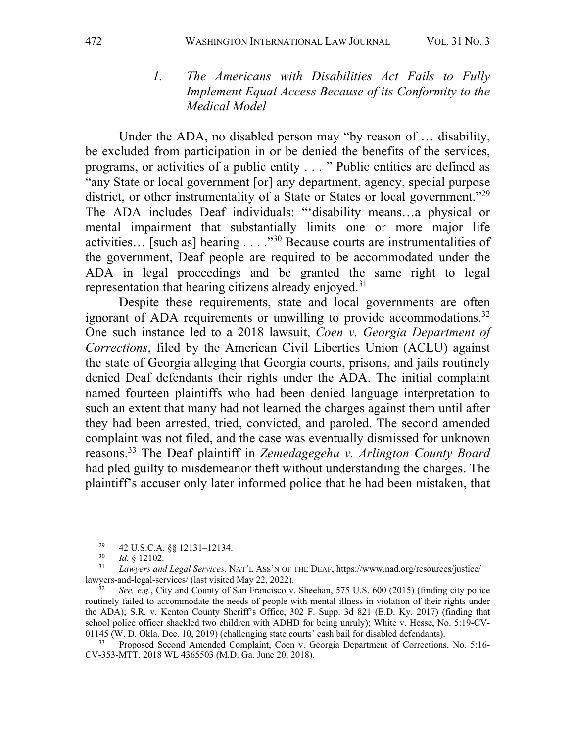### *1. The Americans with Disabilities Act Fails to Fully Implement Equal Access Because of its Conformity to the Medical Model*

Under the ADA, no disabled person may "by reason of … disability, be excluded from participation in or be denied the benefits of the services, programs, or activities of a public entity . . . " Public entities are defined as "any State or local government [or] any department, agency, special purpose district, or other instrumentality of a State or States or local government."[29] The ADA includes Deaf individuals: "'disability means…a physical or mental impairment that substantially limits one or more major life activities… [such as] hearing . . . ."[30] Because courts are instrumentalities of the government, Deaf people are required to be accommodated under the ADA in legal proceedings and be granted the same right to legal representation that hearing citizens already enjoyed.[31]

Despite these requirements, state and local governments are often ignorant of ADA requirements or unwilling to provide accommodations.[32] One such instance led to a 2018 lawsuit, *Coen v. Georgia Department of Corrections*, filed by the American Civil Liberties Union (ACLU) against the state of Georgia alleging that Georgia courts, prisons, and jails routinely denied Deaf defendants their rights under the ADA. The initial complaint named fourteen plaintiffs who had been denied language interpretation to such an extent that many had not learned the charges against them until after they had been arrested, tried, convicted, and paroled. The second amended complaint was not filed, and the case was eventually dismissed for unknown reasons.[33] The Deaf plaintiff in *Zemedagegehu v. Arlington County Board* had pled guilty to misdemeanor theft without understanding the charges. The plaintiff's accuser only later informed police that he had been mistaken, that

---

[29] 42 U.S.C.A. §§ 12131–12134.

[30] *Id.* § 12102.

[31] *Lawyers and Legal Services*, NAT'L ASS'N OF THE DEAF, https://www.nad.org/resources/justice/lawyers-and-legal-services/ (last visited May 22, 2022).

[32] *See, e.g.*, City and County of San Francisco v. Sheehan, 575 U.S. 600 (2015) (finding city police routinely failed to accommodate the needs of people with mental illness in violation of their rights under the ADA); S.R. v. Kenton County Sheriff's Office, 302 F. Supp. 3d 821 (E.D. Ky. 2017) (finding that school police officer shackled two children with ADHD for being unruly); White v. Hesse, No. 5:19-CV-01145 (W. D. Okla. Dec. 10, 2019) (challenging state courts' cash bail for disabled defendants).

[33] Proposed Second Amended Complaint, Coen v. Georgia Department of Corrections, No. 5:16-CV-353-MTT, 2018 WL 4365503 (M.D. Ga. June 20, 2018).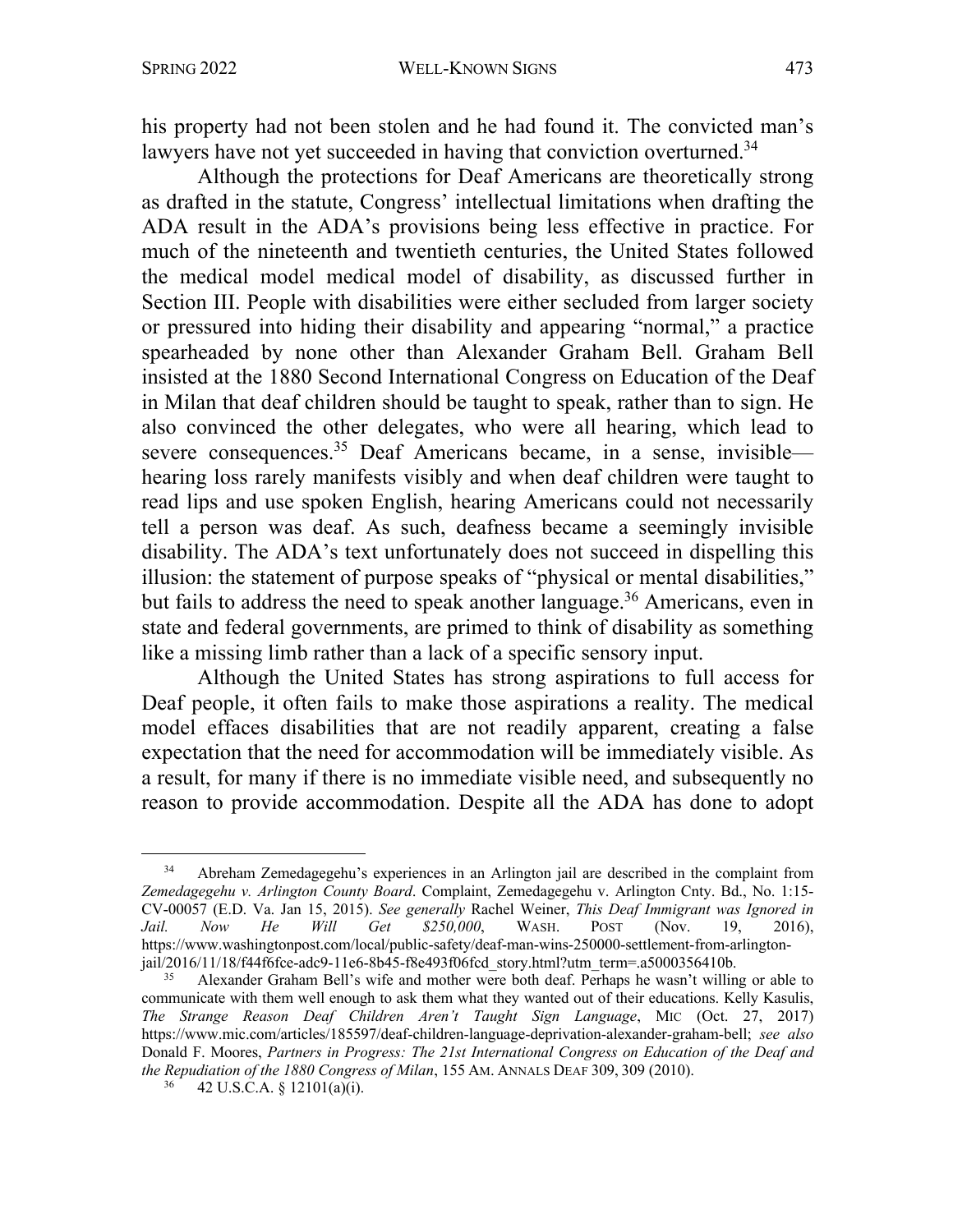his property had not been stolen and he had found it. The convicted man's lawyers have not yet succeeded in having that conviction overturned.[34]

Although the protections for Deaf Americans are theoretically strong as drafted in the statute, Congress' intellectual limitations when drafting the ADA result in the ADA's provisions being less effective in practice. For much of the nineteenth and twentieth centuries, the United States followed the medical model medical model of disability, as discussed further in Section III. People with disabilities were either secluded from larger society or pressured into hiding their disability and appearing "normal," a practice spearheaded by none other than Alexander Graham Bell. Graham Bell insisted at the 1880 Second International Congress on Education of the Deaf in Milan that deaf children should be taught to speak, rather than to sign. He also convinced the other delegates, who were all hearing, which lead to severe consequences.[35] Deaf Americans became, in a sense, invisible—hearing loss rarely manifests visibly and when deaf children were taught to read lips and use spoken English, hearing Americans could not necessarily tell a person was deaf. As such, deafness became a seemingly invisible disability. The ADA's text unfortunately does not succeed in dispelling this illusion: the statement of purpose speaks of "physical or mental disabilities," but fails to address the need to speak another language.[36] Americans, even in state and federal governments, are primed to think of disability as something like a missing limb rather than a lack of a specific sensory input.

Although the United States has strong aspirations to full access for Deaf people, it often fails to make those aspirations a reality. The medical model effaces disabilities that are not readily apparent, creating a false expectation that the need for accommodation will be immediately visible. As a result, for many if there is no immediate visible need, and subsequently no reason to provide accommodation. Despite all the ADA has done to adopt

---

[34] Abreham Zemedagegehu's experiences in an Arlington jail are described in the complaint from *Zemedagegehu v. Arlington County Board*. Complaint, Zemedagegehu v. Arlington Cnty. Bd., No. 1:15-CV-00057 (E.D. Va. Jan 15, 2015). *See generally* Rachel Weiner, *This Deaf Immigrant was Ignored in Jail. Now He Will Get $250,000*, WASH. POST (Nov. 19, 2016), https://www.washingtonpost.com/local/public-safety/deaf-man-wins-250000-settlement-from-arlington-jail/2016/11/18/f44f6fce-adc9-11e6-8b45-f8e493f06fcd_story.html?utm_term=.a5000356410b.

[35] Alexander Graham Bell's wife and mother were both deaf. Perhaps he wasn't willing or able to communicate with them well enough to ask them what they wanted out of their educations. Kelly Kasulis, *The Strange Reason Deaf Children Aren't Taught Sign Language*, MIC (Oct. 27, 2017) https://www.mic.com/articles/185597/deaf-children-language-deprivation-alexander-graham-bell; *see also* Donald F. Moores, *Partners in Progress: The 21st International Congress on Education of the Deaf and the Repudiation of the 1880 Congress of Milan*, 155 AM. ANNALS DEAF 309, 309 (2010).

[36] 42 U.S.C.A. § 12101(a)(i).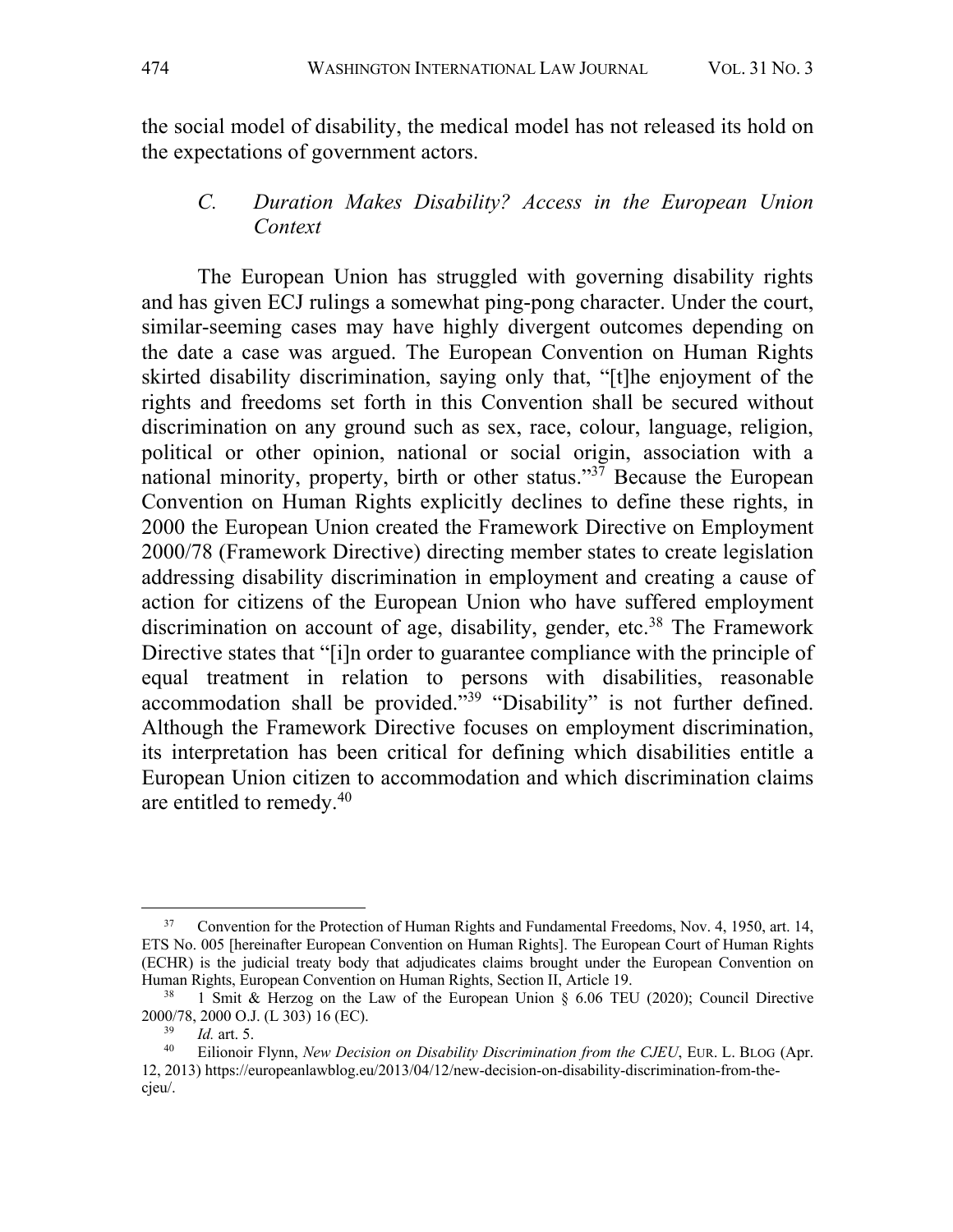the social model of disability, the medical model has not released its hold on the expectations of government actors.

### C. *Duration Makes Disability? Access in the European Union Context*

The European Union has struggled with governing disability rights and has given ECJ rulings a somewhat ping-pong character. Under the court, similar-seeming cases may have highly divergent outcomes depending on the date a case was argued. The European Convention on Human Rights skirted disability discrimination, saying only that, "[t]he enjoyment of the rights and freedoms set forth in this Convention shall be secured without discrimination on any ground such as sex, race, colour, language, religion, political or other opinion, national or social origin, association with a national minority, property, birth or other status."[37] Because the European Convention on Human Rights explicitly declines to define these rights, in 2000 the European Union created the Framework Directive on Employment 2000/78 (Framework Directive) directing member states to create legislation addressing disability discrimination in employment and creating a cause of action for citizens of the European Union who have suffered employment discrimination on account of age, disability, gender, etc.[38] The Framework Directive states that "[i]n order to guarantee compliance with the principle of equal treatment in relation to persons with disabilities, reasonable accommodation shall be provided."[39] "Disability" is not further defined. Although the Framework Directive focuses on employment discrimination, its interpretation has been critical for defining which disabilities entitle a European Union citizen to accommodation and which discrimination claims are entitled to remedy.[40]

---

[37] Convention for the Protection of Human Rights and Fundamental Freedoms, Nov. 4, 1950, art. 14, ETS No. 005 [hereinafter European Convention on Human Rights]. The European Court of Human Rights (ECHR) is the judicial treaty body that adjudicates claims brought under the European Convention on Human Rights, European Convention on Human Rights, Section II, Article 19.

[38] 1 Smit & Herzog on the Law of the European Union § 6.06 TEU (2020); Council Directive 2000/78, 2000 O.J. (L 303) 16 (EC).

[39] *Id.* art. 5.

[40] Eilionoir Flynn, *New Decision on Disability Discrimination from the CJEU*, EUR. L. BLOG (Apr. 12, 2013) https://europeanlawblog.eu/2013/04/12/new-decision-on-disability-discrimination-from-the-cjeu/.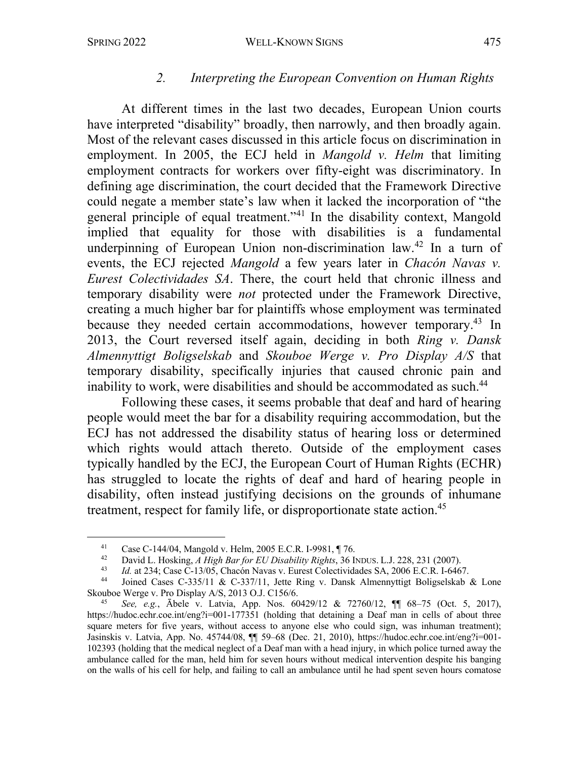### 2. *Interpreting the European Convention on Human Rights*

At different times in the last two decades, European Union courts have interpreted "disability" broadly, then narrowly, and then broadly again. Most of the relevant cases discussed in this article focus on discrimination in employment. In 2005, the ECJ held in *Mangold v. Helm* that limiting employment contracts for workers over fifty-eight was discriminatory. In defining age discrimination, the court decided that the Framework Directive could negate a member state's law when it lacked the incorporation of "the general principle of equal treatment."[41] In the disability context, Mangold implied that equality for those with disabilities is a fundamental underpinning of European Union non-discrimination law.[42] In a turn of events, the ECJ rejected *Mangold* a few years later in *Chacón Navas v. Eurest Colectividades SA*. There, the court held that chronic illness and temporary disability were *not* protected under the Framework Directive, creating a much higher bar for plaintiffs whose employment was terminated because they needed certain accommodations, however temporary.[43] In 2013, the Court reversed itself again, deciding in both *Ring v. Dansk Almennyttigt Boligselskab* and *Skouboe Werge v. Pro Display A/S* that temporary disability, specifically injuries that caused chronic pain and inability to work, were disabilities and should be accommodated as such.[44]

Following these cases, it seems probable that deaf and hard of hearing people would meet the bar for a disability requiring accommodation, but the ECJ has not addressed the disability status of hearing loss or determined which rights would attach thereto. Outside of the employment cases typically handled by the ECJ, the European Court of Human Rights (ECHR) has struggled to locate the rights of deaf and hard of hearing people in disability, often instead justifying decisions on the grounds of inhumane treatment, respect for family life, or disproportionate state action.[45]

---

[41] Case C-144/04, Mangold v. Helm, 2005 E.C.R. I-9981, ¶ 76.

[42] David L. Hosking, *A High Bar for EU Disability Rights*, 36 INDUS. L.J. 228, 231 (2007).

[43] *Id.* at 234; Case C-13/05, Chacón Navas v. Eurest Colectividades SA, 2006 E.C.R. I-6467.

[44] Joined Cases C-335/11 & C-337/11, Jette Ring v. Dansk Almennyttigt Boligselskab & Lone Skouboe Werge v. Pro Display A/S, 2013 O.J. C156/6.

[45] *See, e.g.*, Ābele v. Latvia, App. Nos. 60429/12 & 72760/12, ¶¶ 68–75 (Oct. 5, 2017), https://hudoc.echr.coe.int/eng?i=001-177351 (holding that detaining a Deaf man in cells of about three square meters for five years, without access to anyone else who could sign, was inhuman treatment); Jasinskis v. Latvia, App. No. 45744/08, ¶¶ 59–68 (Dec. 21, 2010), https://hudoc.echr.coe.int/eng?i=001-102393 (holding that the medical neglect of a Deaf man with a head injury, in which police turned away the ambulance called for the man, held him for seven hours without medical intervention despite his banging on the walls of his cell for help, and failing to call an ambulance until he had spent seven hours comatose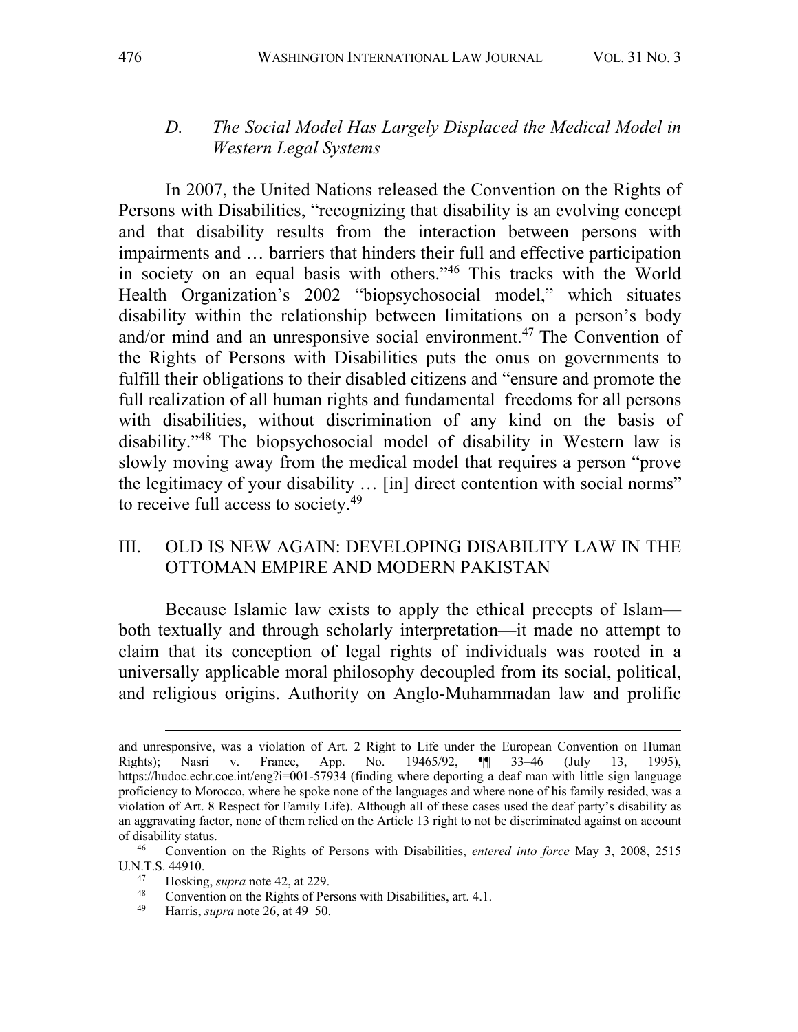### D. *The Social Model Has Largely Displaced the Medical Model in Western Legal Systems*

In 2007, the United Nations released the Convention on the Rights of Persons with Disabilities, "recognizing that disability is an evolving concept and that disability results from the interaction between persons with impairments and … barriers that hinders their full and effective participation in society on an equal basis with others."[46] This tracks with the World Health Organization's 2002 "biopsychosocial model," which situates disability within the relationship between limitations on a person's body and/or mind and an unresponsive social environment.[47] The Convention of the Rights of Persons with Disabilities puts the onus on governments to fulfill their obligations to their disabled citizens and "ensure and promote the full realization of all human rights and fundamental freedoms for all persons with disabilities, without discrimination of any kind on the basis of disability."[48] The biopsychosocial model of disability in Western law is slowly moving away from the medical model that requires a person "prove the legitimacy of your disability … [in] direct contention with social norms" to receive full access to society.[49]

## III. OLD IS NEW AGAIN: DEVELOPING DISABILITY LAW IN THE OTTOMAN EMPIRE AND MODERN PAKISTAN

Because Islamic law exists to apply the ethical precepts of Islam—both textually and through scholarly interpretation—it made no attempt to claim that its conception of legal rights of individuals was rooted in a universally applicable moral philosophy decoupled from its social, political, and religious origins. Authority on Anglo-Muhammadan law and prolific

---

and unresponsive, was a violation of Art. 2 Right to Life under the European Convention on Human Rights); Nasri v. France, App. No. 19465/92, ¶¶ 33–46 (July 13, 1995), https://hudoc.echr.coe.int/eng?i=001-57934 (finding where deporting a deaf man with little sign language proficiency to Morocco, where he spoke none of the languages and where none of his family resided, was a violation of Art. 8 Respect for Family Life). Although all of these cases used the deaf party's disability as an aggravating factor, none of them relied on the Article 13 right to not be discriminated against on account of disability status.

[46] Convention on the Rights of Persons with Disabilities, *entered into force* May 3, 2008, 2515 U.N.T.S. 44910.

[47] Hosking, *supra* note 42, at 229.

[48] Convention on the Rights of Persons with Disabilities, art. 4.1.

[49] Harris, *supra* note 26, at 49–50.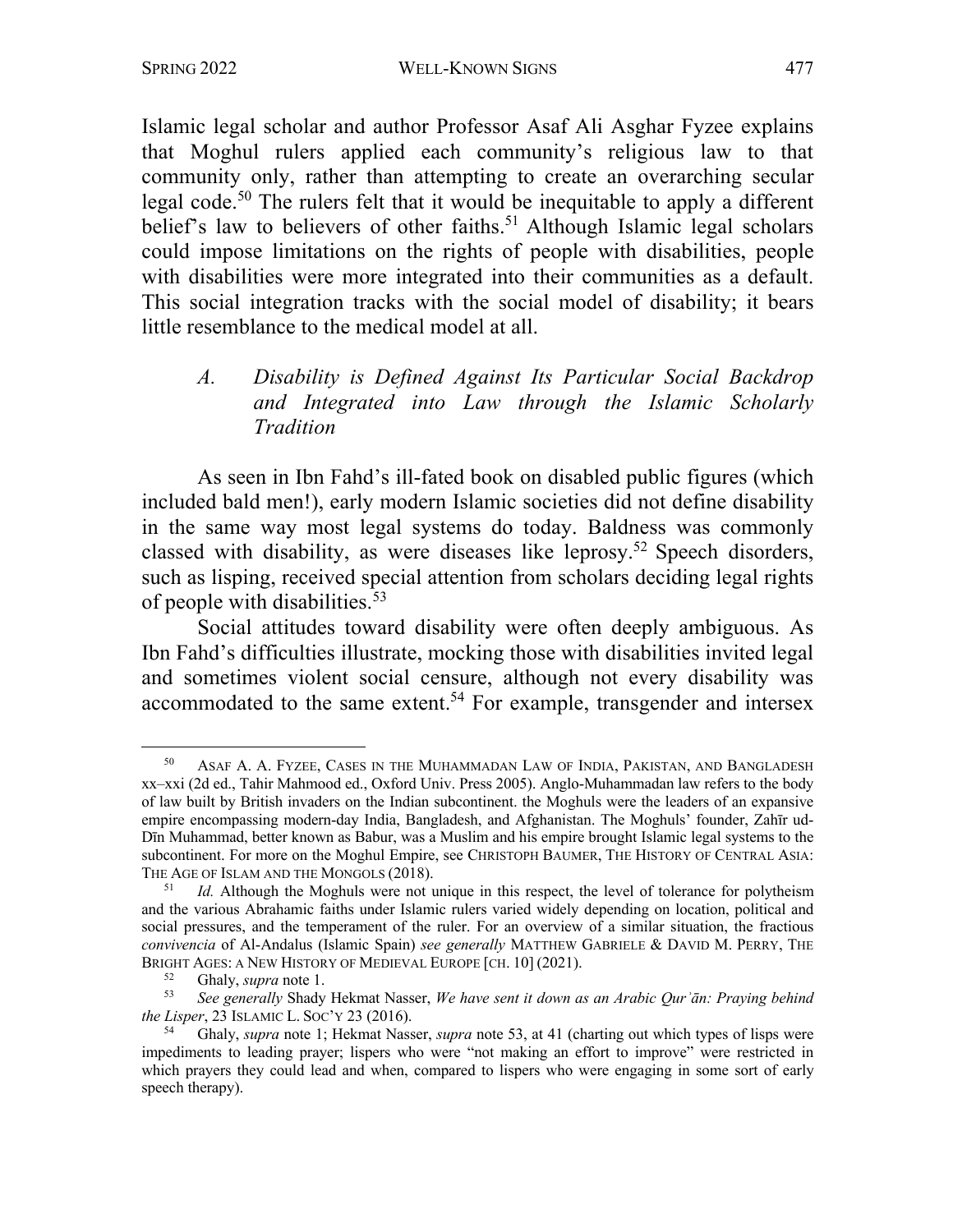Islamic legal scholar and author Professor Asaf Ali Asghar Fyzee explains that Moghul rulers applied each community's religious law to that community only, rather than attempting to create an overarching secular legal code.[50] The rulers felt that it would be inequitable to apply a different belief's law to believers of other faiths.[51] Although Islamic legal scholars could impose limitations on the rights of people with disabilities, people with disabilities were more integrated into their communities as a default. This social integration tracks with the social model of disability; it bears little resemblance to the medical model at all.

### *A. Disability is Defined Against Its Particular Social Backdrop and Integrated into Law through the Islamic Scholarly Tradition*

As seen in Ibn Fahd's ill-fated book on disabled public figures (which included bald men!), early modern Islamic societies did not define disability in the same way most legal systems do today. Baldness was commonly classed with disability, as were diseases like leprosy.[52] Speech disorders, such as lisping, received special attention from scholars deciding legal rights of people with disabilities.[53]

Social attitudes toward disability were often deeply ambiguous. As Ibn Fahd's difficulties illustrate, mocking those with disabilities invited legal and sometimes violent social censure, although not every disability was accommodated to the same extent.[54] For example, transgender and intersex

---

[50] ASAF A. A. FYZEE, CASES IN THE MUHAMMADAN LAW OF INDIA, PAKISTAN, AND BANGLADESH xx–xxi (2d ed., Tahir Mahmood ed., Oxford Univ. Press 2005). Anglo-Muhammadan law refers to the body of law built by British invaders on the Indian subcontinent. the Moghuls were the leaders of an expansive empire encompassing modern-day India, Bangladesh, and Afghanistan. The Moghuls' founder, Zahīr ud-Dīn Muhammad, better known as Babur, was a Muslim and his empire brought Islamic legal systems to the subcontinent. For more on the Moghul Empire, see CHRISTOPH BAUMER, THE HISTORY OF CENTRAL ASIA: THE AGE OF ISLAM AND THE MONGOLS (2018).

[51] *Id.* Although the Moghuls were not unique in this respect, the level of tolerance for polytheism and the various Abrahamic faiths under Islamic rulers varied widely depending on location, political and social pressures, and the temperament of the ruler. For an overview of a similar situation, the fractious *convivencia* of Al-Andalus (Islamic Spain) *see generally* MATTHEW GABRIELE & DAVID M. PERRY, THE BRIGHT AGES: A NEW HISTORY OF MEDIEVAL EUROPE [CH. 10] (2021).

[52] Ghaly, *supra* note 1.

[53] *See generally* Shady Hekmat Nasser, *We have sent it down as an Arabic Qurʾān: Praying behind the Lisper*, 23 ISLAMIC L. SOC'Y 23 (2016).

[54] Ghaly, *supra* note 1; Hekmat Nasser, *supra* note 53, at 41 (charting out which types of lisps were impediments to leading prayer; lispers who were "not making an effort to improve" were restricted in which prayers they could lead and when, compared to lispers who were engaging in some sort of early speech therapy).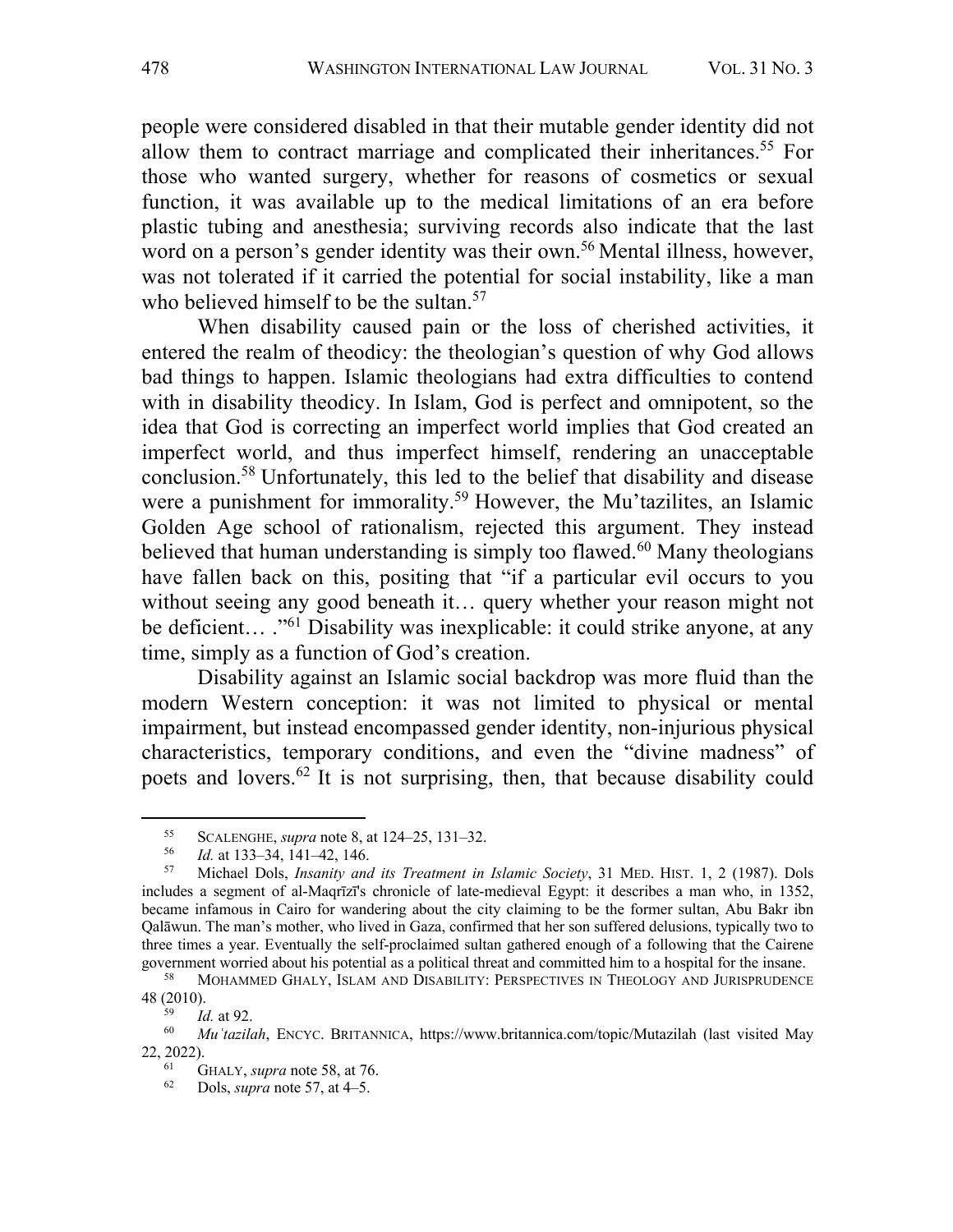people were considered disabled in that their mutable gender identity did not allow them to contract marriage and complicated their inheritances.[55] For those who wanted surgery, whether for reasons of cosmetics or sexual function, it was available up to the medical limitations of an era before plastic tubing and anesthesia; surviving records also indicate that the last word on a person's gender identity was their own.[56] Mental illness, however, was not tolerated if it carried the potential for social instability, like a man who believed himself to be the sultan.[57]

When disability caused pain or the loss of cherished activities, it entered the realm of theodicy: the theologian's question of why God allows bad things to happen. Islamic theologians had extra difficulties to contend with in disability theodicy. In Islam, God is perfect and omnipotent, so the idea that God is correcting an imperfect world implies that God created an imperfect world, and thus imperfect himself, rendering an unacceptable conclusion.[58] Unfortunately, this led to the belief that disability and disease were a punishment for immorality.[59] However, the Mu'tazilites, an Islamic Golden Age school of rationalism, rejected this argument. They instead believed that human understanding is simply too flawed.[60] Many theologians have fallen back on this, positing that "if a particular evil occurs to you without seeing any good beneath it… query whether your reason might not be deficient… ."[61] Disability was inexplicable: it could strike anyone, at any time, simply as a function of God's creation.

Disability against an Islamic social backdrop was more fluid than the modern Western conception: it was not limited to physical or mental impairment, but instead encompassed gender identity, non-injurious physical characteristics, temporary conditions, and even the "divine madness" of poets and lovers.[62] It is not surprising, then, that because disability could

---

[55] SCALENGHE, *supra* note 8, at 124–25, 131–32.

[56] *Id.* at 133–34, 141–42, 146.

[57] Michael Dols, *Insanity and its Treatment in Islamic Society*, 31 MED. HIST. 1, 2 (1987). Dols includes a segment of al-Maqrīzī's chronicle of late-medieval Egypt: it describes a man who, in 1352, became infamous in Cairo for wandering about the city claiming to be the former sultan, Abu Bakr ibn Qalāwun. The man's mother, who lived in Gaza, confirmed that her son suffered delusions, typically two to three times a year. Eventually the self-proclaimed sultan gathered enough of a following that the Cairene government worried about his potential as a political threat and committed him to a hospital for the insane.

[58] MOHAMMED GHALY, ISLAM AND DISABILITY: PERSPECTIVES IN THEOLOGY AND JURISPRUDENCE 48 (2010).

[59] *Id.* at 92.

[60] *Muʿtazilah*, ENCYC. BRITANNICA, https://www.britannica.com/topic/Mutazilah (last visited May 22, 2022).

[61] GHALY, *supra* note 58, at 76.

[62] Dols, *supra* note 57, at 4–5.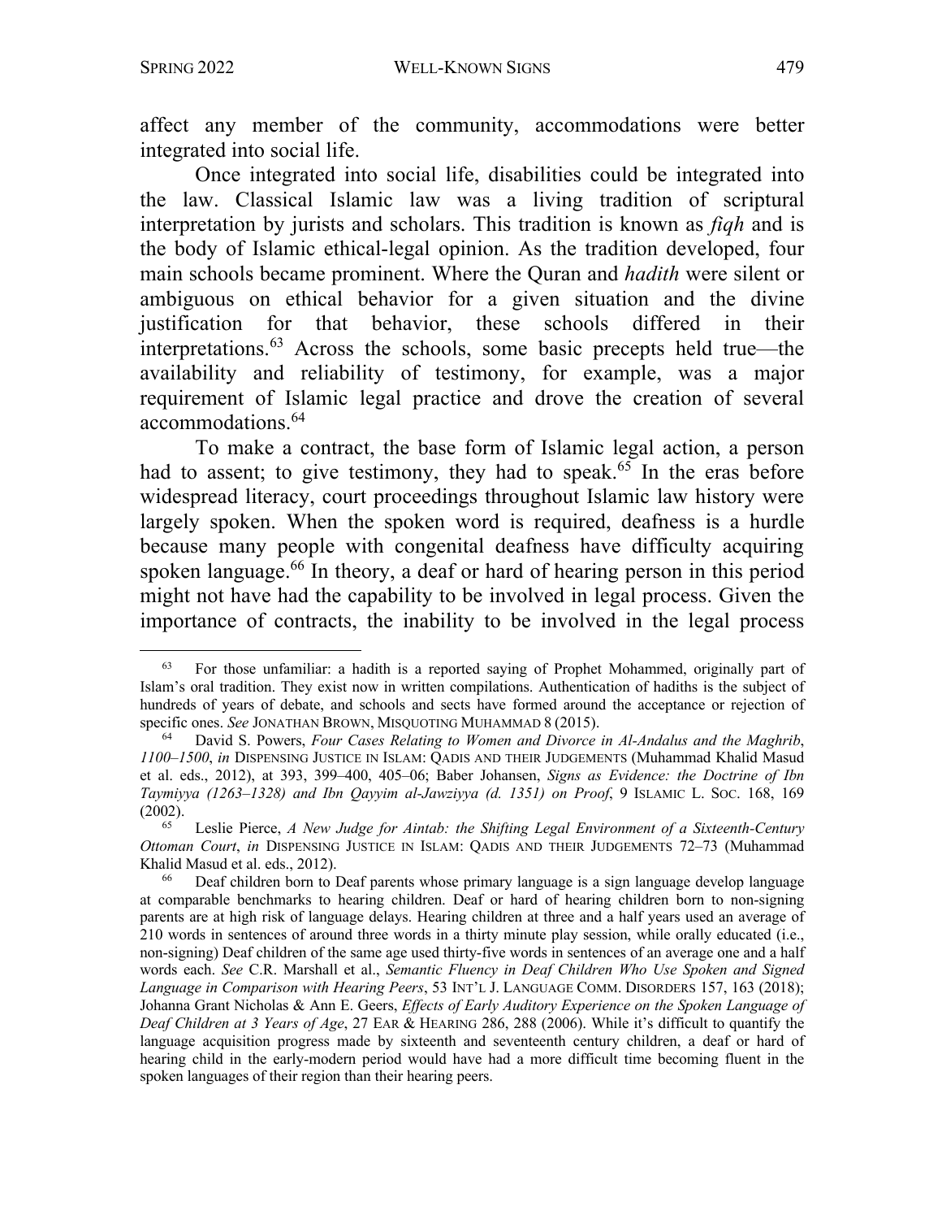affect any member of the community, accommodations were better integrated into social life.

Once integrated into social life, disabilities could be integrated into the law. Classical Islamic law was a living tradition of scriptural interpretation by jurists and scholars. This tradition is known as *fiqh* and is the body of Islamic ethical-legal opinion. As the tradition developed, four main schools became prominent. Where the Quran and *hadith* were silent or ambiguous on ethical behavior for a given situation and the divine justification for that behavior, these schools differed in their interpretations.[63] Across the schools, some basic precepts held true—the availability and reliability of testimony, for example, was a major requirement of Islamic legal practice and drove the creation of several accommodations.[64]

To make a contract, the base form of Islamic legal action, a person had to assent; to give testimony, they had to speak.[65] In the eras before widespread literacy, court proceedings throughout Islamic law history were largely spoken. When the spoken word is required, deafness is a hurdle because many people with congenital deafness have difficulty acquiring spoken language.[66] In theory, a deaf or hard of hearing person in this period might not have had the capability to be involved in legal process. Given the importance of contracts, the inability to be involved in the legal process

---

[63] For those unfamiliar: a hadith is a reported saying of Prophet Mohammed, originally part of Islam's oral tradition. They exist now in written compilations. Authentication of hadiths is the subject of hundreds of years of debate, and schools and sects have formed around the acceptance or rejection of specific ones. *See* JONATHAN BROWN, MISQUOTING MUHAMMAD 8 (2015).

[64] David S. Powers, *Four Cases Relating to Women and Divorce in Al-Andalus and the Maghrib, 1100–1500*, *in* DISPENSING JUSTICE IN ISLAM: QADIS AND THEIR JUDGEMENTS (Muhammad Khalid Masud et al. eds., 2012), at 393, 399–400, 405–06; Baber Johansen, *Signs as Evidence: the Doctrine of Ibn Taymiyya (1263–1328) and Ibn Qayyim al-Jawziyya (d. 1351) on Proof*, 9 ISLAMIC L. SOC. 168, 169 (2002).

[65] Leslie Pierce, *A New Judge for Aintab: the Shifting Legal Environment of a Sixteenth-Century Ottoman Court*, *in* DISPENSING JUSTICE IN ISLAM: QADIS AND THEIR JUDGEMENTS 72–73 (Muhammad Khalid Masud et al. eds., 2012).

[66] Deaf children born to Deaf parents whose primary language is a sign language develop language at comparable benchmarks to hearing children. Deaf or hard of hearing children born to non-signing parents are at high risk of language delays. Hearing children at three and a half years used an average of 210 words in sentences of around three words in a thirty minute play session, while orally educated (i.e., non-signing) Deaf children of the same age used thirty-five words in sentences of an average one and a half words each. *See* C.R. Marshall et al., *Semantic Fluency in Deaf Children Who Use Spoken and Signed Language in Comparison with Hearing Peers*, 53 INT'L J. LANGUAGE COMM. DISORDERS 157, 163 (2018); Johanna Grant Nicholas & Ann E. Geers, *Effects of Early Auditory Experience on the Spoken Language of Deaf Children at 3 Years of Age*, 27 EAR & HEARING 286, 288 (2006). While it's difficult to quantify the language acquisition progress made by sixteenth and seventeenth century children, a deaf or hard of hearing child in the early-modern period would have had a more difficult time becoming fluent in the spoken languages of their region than their hearing peers.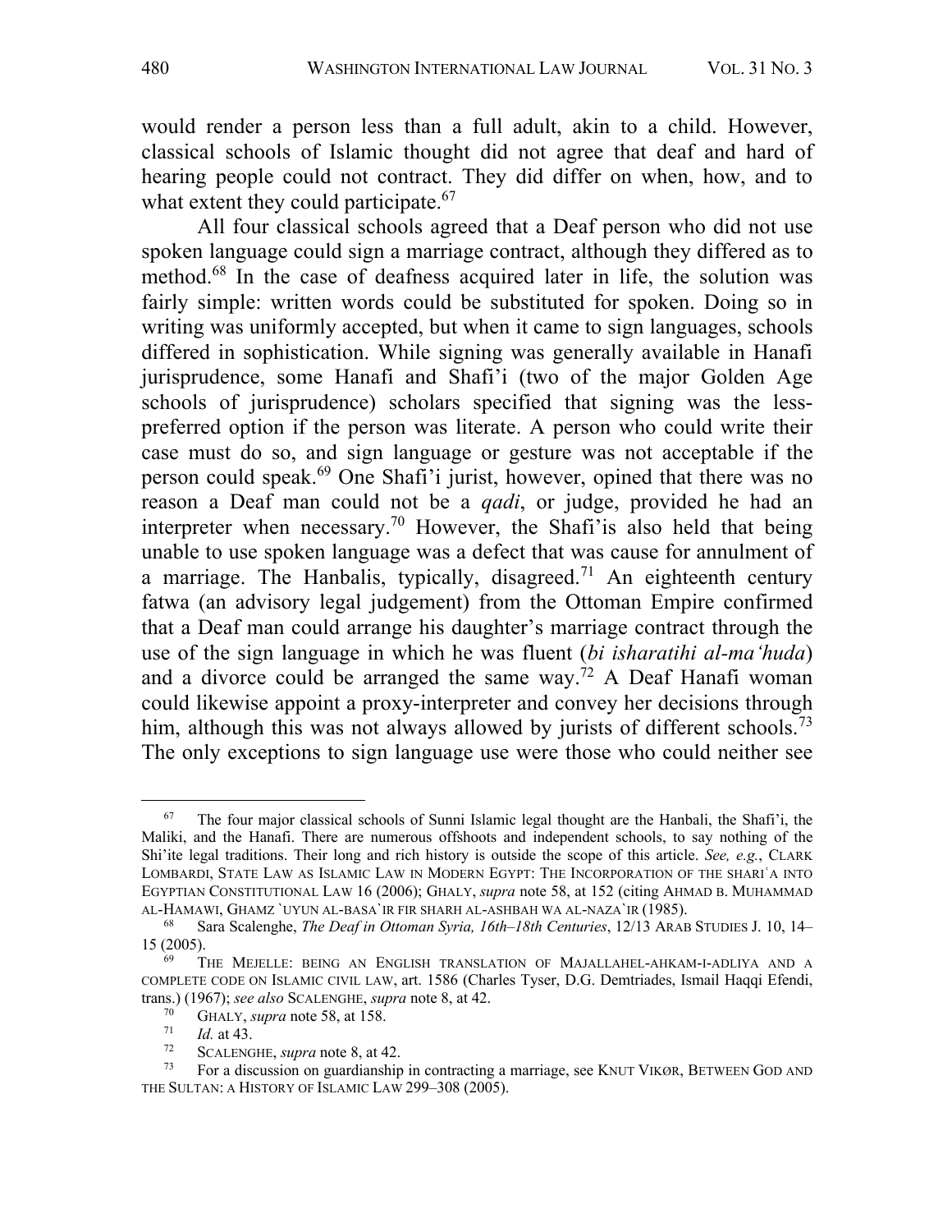would render a person less than a full adult, akin to a child. However, classical schools of Islamic thought did not agree that deaf and hard of hearing people could not contract. They did differ on when, how, and to what extent they could participate.[67]

All four classical schools agreed that a Deaf person who did not use spoken language could sign a marriage contract, although they differed as to method.[68] In the case of deafness acquired later in life, the solution was fairly simple: written words could be substituted for spoken. Doing so in writing was uniformly accepted, but when it came to sign languages, schools differed in sophistication. While signing was generally available in Hanafi jurisprudence, some Hanafi and Shafi'i (two of the major Golden Age schools of jurisprudence) scholars specified that signing was the less-preferred option if the person was literate. A person who could write their case must do so, and sign language or gesture was not acceptable if the person could speak.[69] One Shafi'i jurist, however, opined that there was no reason a Deaf man could not be a *qadi*, or judge, provided he had an interpreter when necessary.[70] However, the Shafi'is also held that being unable to use spoken language was a defect that was cause for annulment of a marriage. The Hanbalis, typically, disagreed.[71] An eighteenth century fatwa (an advisory legal judgement) from the Ottoman Empire confirmed that a Deaf man could arrange his daughter's marriage contract through the use of the sign language in which he was fluent (*bi isharatihi al-ma'huda*) and a divorce could be arranged the same way.[72] A Deaf Hanafi woman could likewise appoint a proxy-interpreter and convey her decisions through him, although this was not always allowed by jurists of different schools.[73] The only exceptions to sign language use were those who could neither see

---

[67] The four major classical schools of Sunni Islamic legal thought are the Hanbali, the Shafi'i, the Maliki, and the Hanafi. There are numerous offshoots and independent schools, to say nothing of the Shi'ite legal traditions. Their long and rich history is outside the scope of this article. *See, e.g.*, CLARK LOMBARDI, STATE LAW AS ISLAMIC LAW IN MODERN EGYPT: THE INCORPORATION OF THE SHARIʿA INTO EGYPTIAN CONSTITUTIONAL LAW 16 (2006); GHALY, *supra* note 58, at 152 (citing AHMAD B. MUHAMMAD AL-HAMAWI, GHAMZ `UYUN AL-BASA`IR FIR SHARH AL-ASHBAH WA AL-NAZA`IR (1985).

[68] Sara Scalenghe, *The Deaf in Ottoman Syria, 16th–18th Centuries*, 12/13 ARAB STUDIES J. 10, 14–15 (2005).

[69] THE MEJELLE: BEING AN ENGLISH TRANSLATION OF MAJALLAHEL-AHKAM-I-ADLIYA AND A COMPLETE CODE ON ISLAMIC CIVIL LAW, art. 1586 (Charles Tyser, D.G. Demtriades, Ismail Haqqi Efendi, trans.) (1967); *see also* SCALENGHE, *supra* note 8, at 42.

[70] GHALY, *supra* note 58, at 158.

[71] *Id.* at 43.

[72] SCALENGHE, *supra* note 8, at 42.

[73] For a discussion on guardianship in contracting a marriage, see KNUT VIKØR, BETWEEN GOD AND THE SULTAN: A HISTORY OF ISLAMIC LAW 299–308 (2005).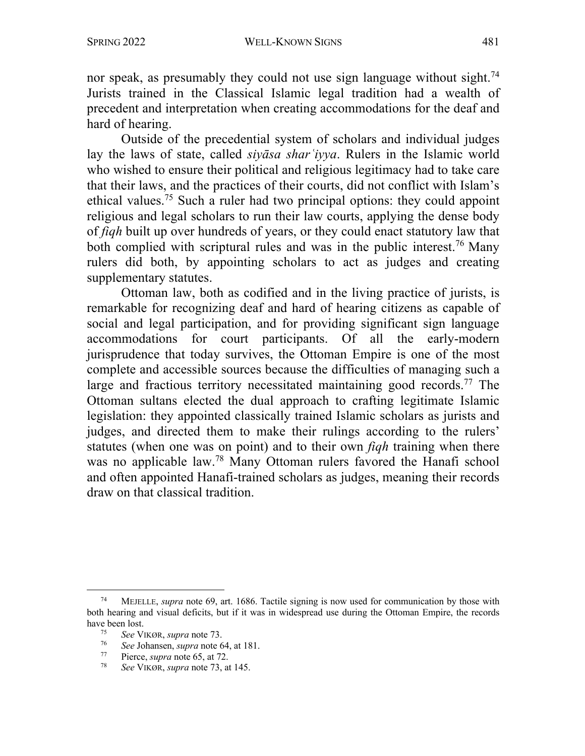nor speak, as presumably they could not use sign language without sight.[74] Jurists trained in the Classical Islamic legal tradition had a wealth of precedent and interpretation when creating accommodations for the deaf and hard of hearing.

Outside of the precedential system of scholars and individual judges lay the laws of state, called *siyāsa sharʿiyya*. Rulers in the Islamic world who wished to ensure their political and religious legitimacy had to take care that their laws, and the practices of their courts, did not conflict with Islam's ethical values.[75] Such a ruler had two principal options: they could appoint religious and legal scholars to run their law courts, applying the dense body of *fiqh* built up over hundreds of years, or they could enact statutory law that both complied with scriptural rules and was in the public interest.[76] Many rulers did both, by appointing scholars to act as judges and creating supplementary statutes.

Ottoman law, both as codified and in the living practice of jurists, is remarkable for recognizing deaf and hard of hearing citizens as capable of social and legal participation, and for providing significant sign language accommodations for court participants. Of all the early-modern jurisprudence that today survives, the Ottoman Empire is one of the most complete and accessible sources because the difficulties of managing such a large and fractious territory necessitated maintaining good records.[77] The Ottoman sultans elected the dual approach to crafting legitimate Islamic legislation: they appointed classically trained Islamic scholars as jurists and judges, and directed them to make their rulings according to the rulers' statutes (when one was on point) and to their own *fiqh* training when there was no applicable law.[78] Many Ottoman rulers favored the Hanafi school and often appointed Hanafi-trained scholars as judges, meaning their records draw on that classical tradition.

---

[74] MEJELLE, *supra* note 69, art. 1686. Tactile signing is now used for communication by those with both hearing and visual deficits, but if it was in widespread use during the Ottoman Empire, the records have been lost.

[75] *See* VIKØR, *supra* note 73.

[76] *See* Johansen, *supra* note 64, at 181.

[77] Pierce, *supra* note 65, at 72.

[78] *See* VIKØR, *supra* note 73, at 145.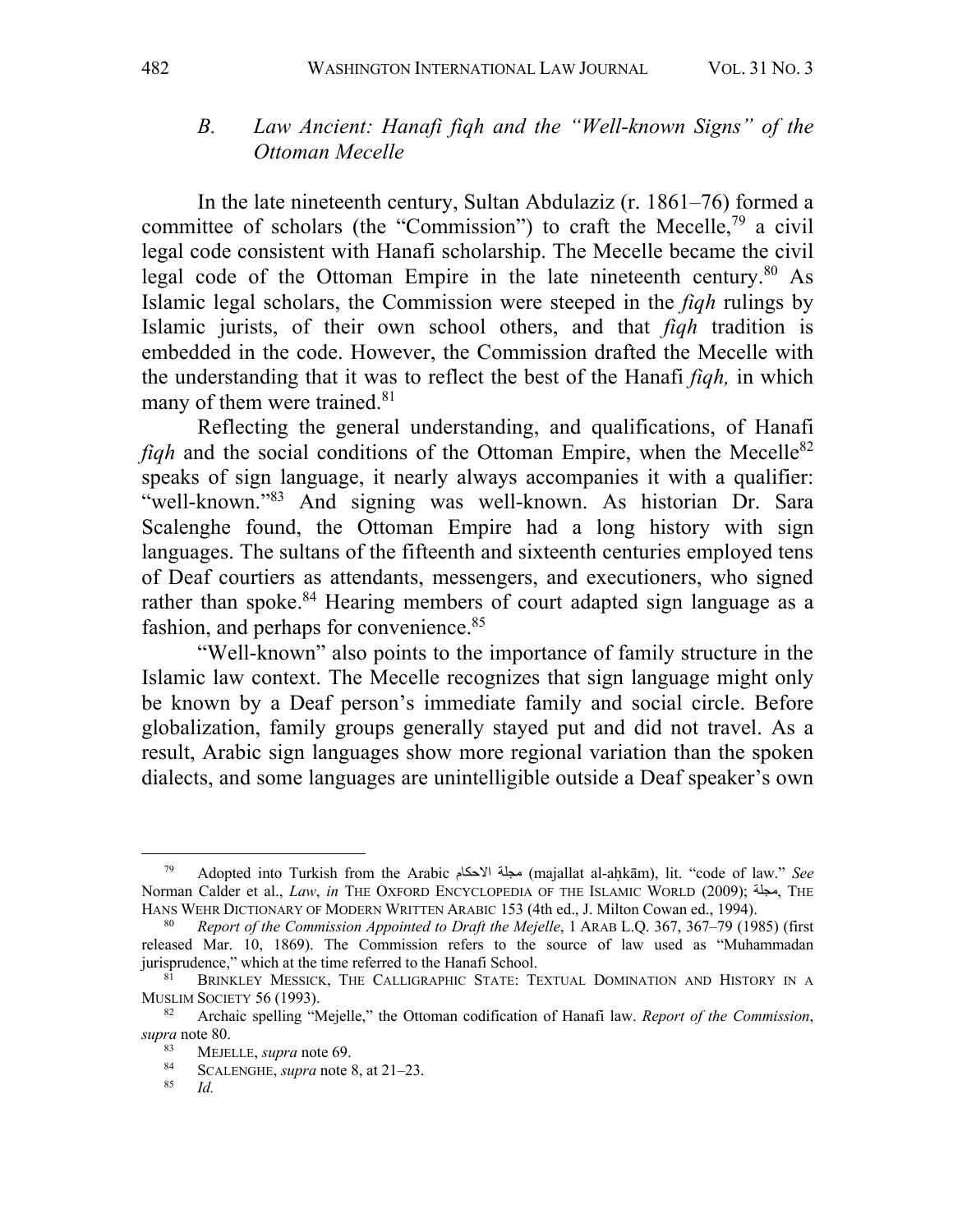### B. *Law Ancient: Hanafi fiqh and the "Well-known Signs" of the Ottoman Mecelle*

In the late nineteenth century, Sultan Abdulaziz (r. 1861–76) formed a committee of scholars (the "Commission") to craft the Mecelle,[79] a civil legal code consistent with Hanafi scholarship. The Mecelle became the civil legal code of the Ottoman Empire in the late nineteenth century.[80] As Islamic legal scholars, the Commission were steeped in the *fiqh* rulings by Islamic jurists, of their own school others, and that *fiqh* tradition is embedded in the code. However, the Commission drafted the Mecelle with the understanding that it was to reflect the best of the Hanafi *fiqh,* in which many of them were trained.[81]

Reflecting the general understanding, and qualifications, of Hanafi *fiqh* and the social conditions of the Ottoman Empire, when the Mecelle[82] speaks of sign language, it nearly always accompanies it with a qualifier: "well-known."[83] And signing was well-known. As historian Dr. Sara Scalenghe found, the Ottoman Empire had a long history with sign languages. The sultans of the fifteenth and sixteenth centuries employed tens of Deaf courtiers as attendants, messengers, and executioners, who signed rather than spoke.[84] Hearing members of court adapted sign language as a fashion, and perhaps for convenience.[85]

"Well-known" also points to the importance of family structure in the Islamic law context. The Mecelle recognizes that sign language might only be known by a Deaf person's immediate family and social circle. Before globalization, family groups generally stayed put and did not travel. As a result, Arabic sign languages show more regional variation than the spoken dialects, and some languages are unintelligible outside a Deaf speaker's own

---

[79] Adopted into Turkish from the Arabic مجلة الاحكام (majallat al-aḥkām), lit. "code of law." *See* Norman Calder et al., *Law*, *in* THE OXFORD ENCYCLOPEDIA OF THE ISLAMIC WORLD (2009); مجلة, THE HANS WEHR DICTIONARY OF MODERN WRITTEN ARABIC 153 (4th ed., J. Milton Cowan ed., 1994).

[80] *Report of the Commission Appointed to Draft the Mejelle*, 1 ARAB L.Q. 367, 367–79 (1985) (first released Mar. 10, 1869). The Commission refers to the source of law used as "Muhammadan jurisprudence," which at the time referred to the Hanafi School.

[81] BRINKLEY MESSICK, THE CALLIGRAPHIC STATE: TEXTUAL DOMINATION AND HISTORY IN A MUSLIM SOCIETY 56 (1993).

[82] Archaic spelling "Mejelle," the Ottoman codification of Hanafi law. *Report of the Commission*, *supra* note 80.

[83] MEJELLE, *supra* note 69.

[84] SCALENGHE, *supra* note 8, at 21–23.

[85] *Id.*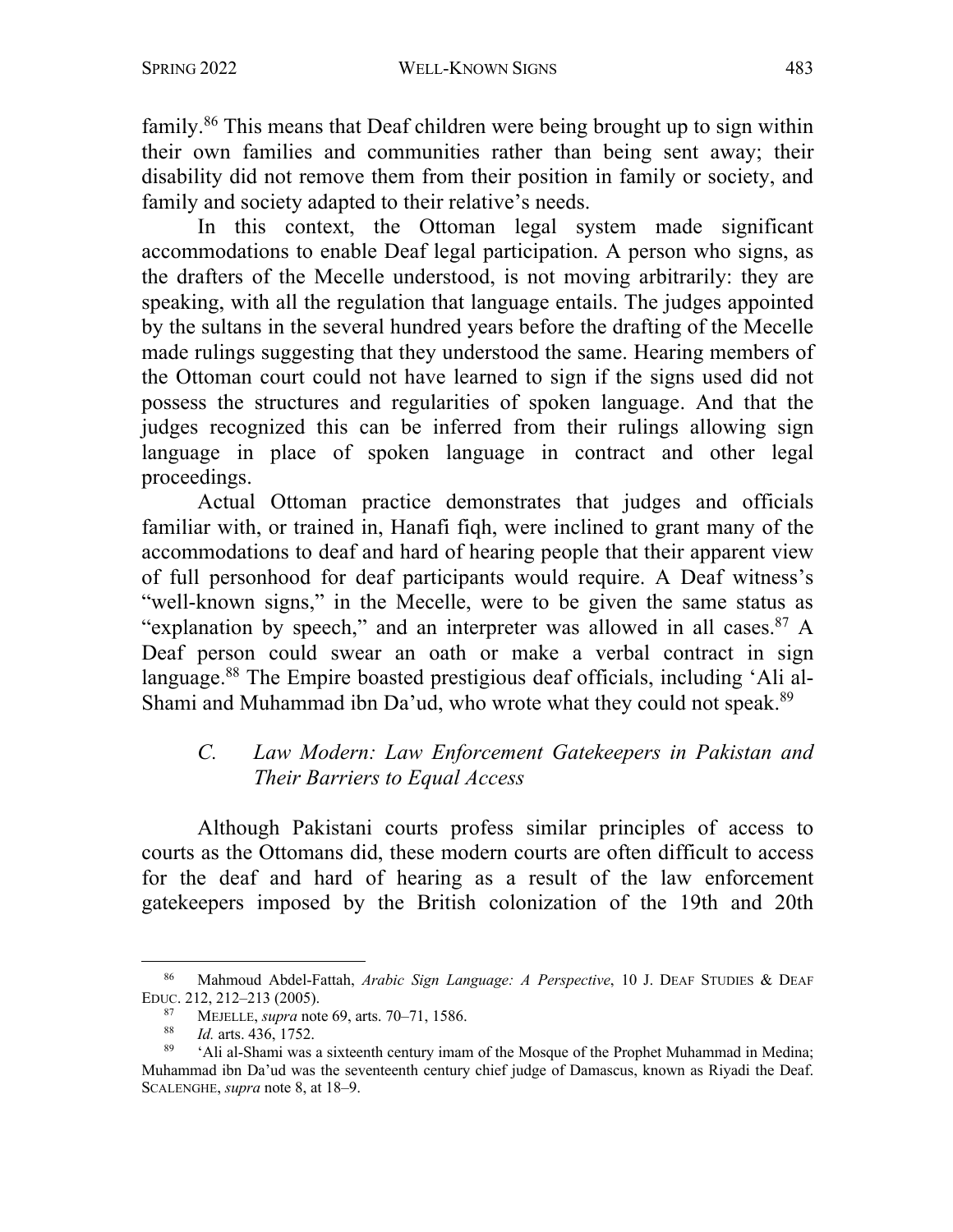family.[86] This means that Deaf children were being brought up to sign within their own families and communities rather than being sent away; their disability did not remove them from their position in family or society, and family and society adapted to their relative's needs.

In this context, the Ottoman legal system made significant accommodations to enable Deaf legal participation. A person who signs, as the drafters of the Mecelle understood, is not moving arbitrarily: they are speaking, with all the regulation that language entails. The judges appointed by the sultans in the several hundred years before the drafting of the Mecelle made rulings suggesting that they understood the same. Hearing members of the Ottoman court could not have learned to sign if the signs used did not possess the structures and regularities of spoken language. And that the judges recognized this can be inferred from their rulings allowing sign language in place of spoken language in contract and other legal proceedings.

Actual Ottoman practice demonstrates that judges and officials familiar with, or trained in, Hanafi fiqh, were inclined to grant many of the accommodations to deaf and hard of hearing people that their apparent view of full personhood for deaf participants would require. A Deaf witness's "well-known signs," in the Mecelle, were to be given the same status as "explanation by speech," and an interpreter was allowed in all cases.[87] A Deaf person could swear an oath or make a verbal contract in sign language.[88] The Empire boasted prestigious deaf officials, including 'Ali al-Shami and Muhammad ibn Da'ud, who wrote what they could not speak.[89]

### *C. Law Modern: Law Enforcement Gatekeepers in Pakistan and Their Barriers to Equal Access*

Although Pakistani courts profess similar principles of access to courts as the Ottomans did, these modern courts are often difficult to access for the deaf and hard of hearing as a result of the law enforcement gatekeepers imposed by the British colonization of the 19th and 20th

---

[86] Mahmoud Abdel-Fattah, *Arabic Sign Language: A Perspective*, 10 J. DEAF STUDIES & DEAF EDUC. 212, 212–213 (2005).

[87] MEJELLE, *supra* note 69, arts. 70–71, 1586.

[88] *Id.* arts. 436, 1752.

[89] 'Ali al-Shami was a sixteenth century imam of the Mosque of the Prophet Muhammad in Medina; Muhammad ibn Da'ud was the seventeenth century chief judge of Damascus, known as Riyadi the Deaf. SCALENGHE, *supra* note 8, at 18–9.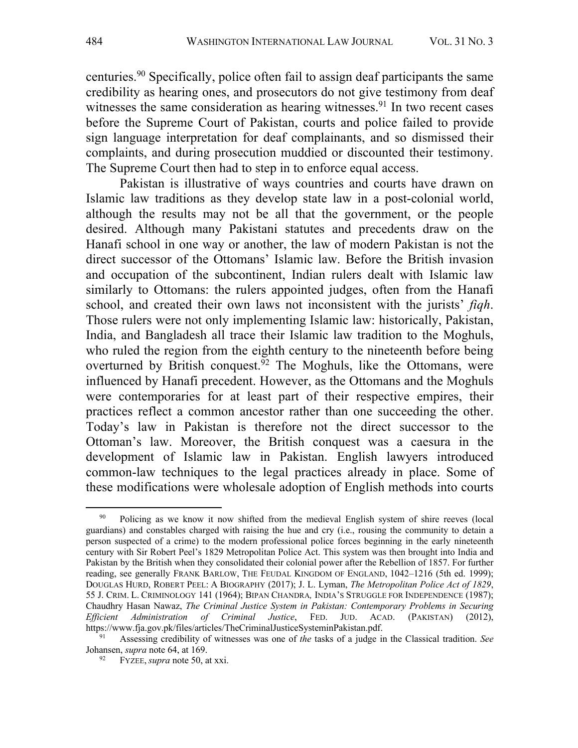centuries.[90] Specifically, police often fail to assign deaf participants the same credibility as hearing ones, and prosecutors do not give testimony from deaf witnesses the same consideration as hearing witnesses.[91] In two recent cases before the Supreme Court of Pakistan, courts and police failed to provide sign language interpretation for deaf complainants, and so dismissed their complaints, and during prosecution muddied or discounted their testimony. The Supreme Court then had to step in to enforce equal access.

Pakistan is illustrative of ways countries and courts have drawn on Islamic law traditions as they develop state law in a post-colonial world, although the results may not be all that the government, or the people desired. Although many Pakistani statutes and precedents draw on the Hanafi school in one way or another, the law of modern Pakistan is not the direct successor of the Ottomans' Islamic law. Before the British invasion and occupation of the subcontinent, Indian rulers dealt with Islamic law similarly to Ottomans: the rulers appointed judges, often from the Hanafi school, and created their own laws not inconsistent with the jurists' *fiqh*. Those rulers were not only implementing Islamic law: historically, Pakistan, India, and Bangladesh all trace their Islamic law tradition to the Moghuls, who ruled the region from the eighth century to the nineteenth before being overturned by British conquest.[92] The Moghuls, like the Ottomans, were influenced by Hanafi precedent. However, as the Ottomans and the Moghuls were contemporaries for at least part of their respective empires, their practices reflect a common ancestor rather than one succeeding the other. Today's law in Pakistan is therefore not the direct successor to the Ottoman's law. Moreover, the British conquest was a caesura in the development of Islamic law in Pakistan. English lawyers introduced common-law techniques to the legal practices already in place. Some of these modifications were wholesale adoption of English methods into courts

---

[90] Policing as we know it now shifted from the medieval English system of shire reeves (local guardians) and constables charged with raising the hue and cry (i.e., rousing the community to detain a person suspected of a crime) to the modern professional police forces beginning in the early nineteenth century with Sir Robert Peel's 1829 Metropolitan Police Act. This system was then brought into India and Pakistan by the British when they consolidated their colonial power after the Rebellion of 1857. For further reading, see generally FRANK BARLOW, THE FEUDAL KINGDOM OF ENGLAND, 1042–1216 (5th ed. 1999); DOUGLAS HURD, ROBERT PEEL: A BIOGRAPHY (2017); J. L. Lyman, *The Metropolitan Police Act of 1829*, 55 J. CRIM. L. CRIMINOLOGY 141 (1964); BIPAN CHANDRA, INDIA'S STRUGGLE FOR INDEPENDENCE (1987); Chaudhry Hasan Nawaz, *The Criminal Justice System in Pakistan: Contemporary Problems in Securing Efficient Administration of Criminal Justice*, FED. JUD. ACAD. (PAKISTAN) (2012), https://www.fja.gov.pk/files/articles/TheCriminalJusticeSysteminPakistan.pdf.

[91] Assessing credibility of witnesses was one of *the* tasks of a judge in the Classical tradition. *See* Johansen, *supra* note 64, at 169.

[92] FYZEE, *supra* note 50, at xxi.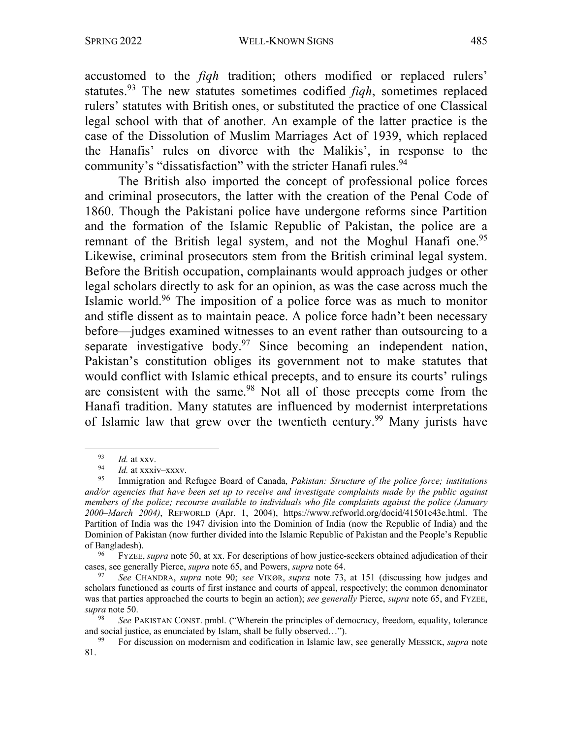accustomed to the *fiqh* tradition; others modified or replaced rulers' statutes.[93] The new statutes sometimes codified *fiqh*, sometimes replaced rulers' statutes with British ones, or substituted the practice of one Classical legal school with that of another. An example of the latter practice is the case of the Dissolution of Muslim Marriages Act of 1939, which replaced the Hanafis' rules on divorce with the Malikis', in response to the community's "dissatisfaction" with the stricter Hanafi rules.[94]

The British also imported the concept of professional police forces and criminal prosecutors, the latter with the creation of the Penal Code of 1860. Though the Pakistani police have undergone reforms since Partition and the formation of the Islamic Republic of Pakistan, the police are a remnant of the British legal system, and not the Moghul Hanafi one.[95] Likewise, criminal prosecutors stem from the British criminal legal system. Before the British occupation, complainants would approach judges or other legal scholars directly to ask for an opinion, as was the case across much the Islamic world.[96] The imposition of a police force was as much to monitor and stifle dissent as to maintain peace. A police force hadn't been necessary before—judges examined witnesses to an event rather than outsourcing to a separate investigative body.[97] Since becoming an independent nation, Pakistan's constitution obliges its government not to make statutes that would conflict with Islamic ethical precepts, and to ensure its courts' rulings are consistent with the same.[98] Not all of those precepts come from the Hanafi tradition. Many statutes are influenced by modernist interpretations of Islamic law that grew over the twentieth century.[99] Many jurists have

---

[93] *Id.* at xxv.

[94] *Id.* at xxxiv–xxxv.

[95] Immigration and Refugee Board of Canada, *Pakistan: Structure of the police force; institutions and/or agencies that have been set up to receive and investigate complaints made by the public against members of the police; recourse available to individuals who file complaints against the police (January 2000–March 2004)*, REFWORLD (Apr. 1, 2004), https://www.refworld.org/docid/41501c43e.html. The Partition of India was the 1947 division into the Dominion of India (now the Republic of India) and the Dominion of Pakistan (now further divided into the Islamic Republic of Pakistan and the People's Republic of Bangladesh).

[96] FYZEE, *supra* note 50, at xx. For descriptions of how justice-seekers obtained adjudication of their cases, see generally Pierce, *supra* note 65, and Powers, *supra* note 64.

[97] *See* CHANDRA, *supra* note 90; *see* VIKØR, *supra* note 73, at 151 (discussing how judges and scholars functioned as courts of first instance and courts of appeal, respectively; the common denominator was that parties approached the courts to begin an action); *see generally* Pierce, *supra* note 65, and FYZEE, *supra* note 50.

[98] *See* PAKISTAN CONST. pmbl. ("Wherein the principles of democracy, freedom, equality, tolerance and social justice, as enunciated by Islam, shall be fully observed…").

[99] For discussion on modernism and codification in Islamic law, see generally MESSICK, *supra* note 81.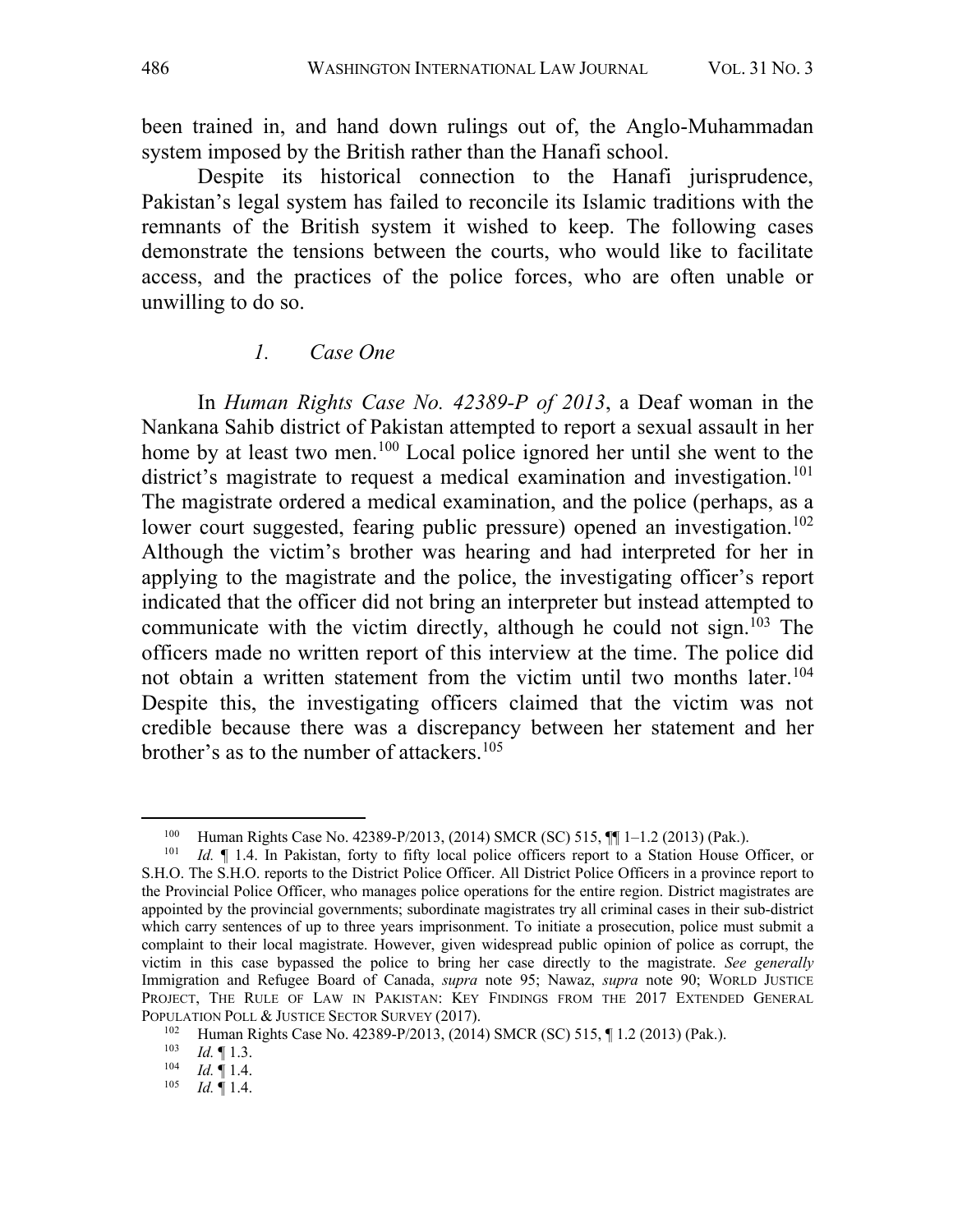been trained in, and hand down rulings out of, the Anglo-Muhammadan system imposed by the British rather than the Hanafi school.

Despite its historical connection to the Hanafi jurisprudence, Pakistan's legal system has failed to reconcile its Islamic traditions with the remnants of the British system it wished to keep. The following cases demonstrate the tensions between the courts, who would like to facilitate access, and the practices of the police forces, who are often unable or unwilling to do so.

#### *1. Case One*

In *Human Rights Case No. 42389-P of 2013*, a Deaf woman in the Nankana Sahib district of Pakistan attempted to report a sexual assault in her home by at least two men.[100] Local police ignored her until she went to the district's magistrate to request a medical examination and investigation.[101] The magistrate ordered a medical examination, and the police (perhaps, as a lower court suggested, fearing public pressure) opened an investigation.[102] Although the victim's brother was hearing and had interpreted for her in applying to the magistrate and the police, the investigating officer's report indicated that the officer did not bring an interpreter but instead attempted to communicate with the victim directly, although he could not sign.[103] The officers made no written report of this interview at the time. The police did not obtain a written statement from the victim until two months later.[104] Despite this, the investigating officers claimed that the victim was not credible because there was a discrepancy between her statement and her brother's as to the number of attackers.[105]

---

[100] Human Rights Case No. 42389-P/2013, (2014) SMCR (SC) 515, ¶¶ 1–1.2 (2013) (Pak.).

[101] *Id.* ¶ 1.4. In Pakistan, forty to fifty local police officers report to a Station House Officer, or S.H.O. The S.H.O. reports to the District Police Officer. All District Police Officers in a province report to the Provincial Police Officer, who manages police operations for the entire region. District magistrates are appointed by the provincial governments; subordinate magistrates try all criminal cases in their sub-district which carry sentences of up to three years imprisonment. To initiate a prosecution, police must submit a complaint to their local magistrate. However, given widespread public opinion of police as corrupt, the victim in this case bypassed the police to bring her case directly to the magistrate. *See generally* Immigration and Refugee Board of Canada, *supra* note 95; Nawaz, *supra* note 90; WORLD JUSTICE PROJECT, THE RULE OF LAW IN PAKISTAN: KEY FINDINGS FROM THE 2017 EXTENDED GENERAL POPULATION POLL & JUSTICE SECTOR SURVEY (2017).

[102] Human Rights Case No. 42389-P/2013, (2014) SMCR (SC) 515, ¶ 1.2 (2013) (Pak.).

[103] *Id.* ¶ 1.3.

[104] *Id.* ¶ 1.4.

[105] *Id.* ¶ 1.4.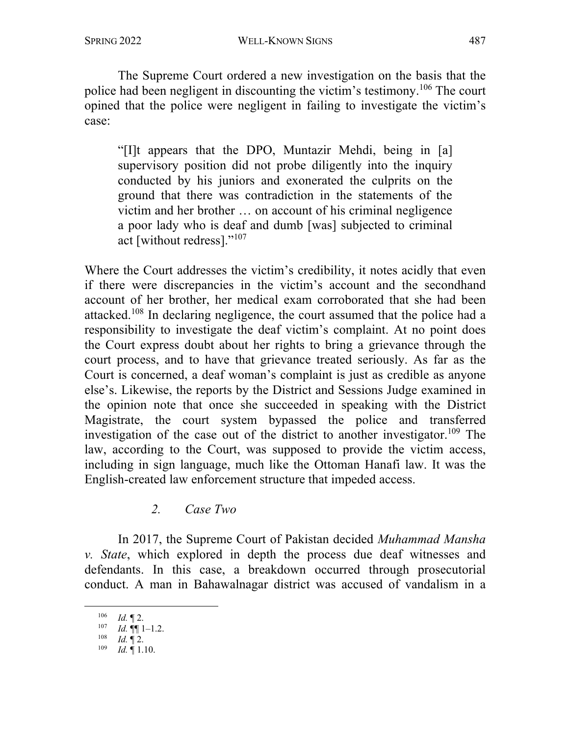The Supreme Court ordered a new investigation on the basis that the police had been negligent in discounting the victim's testimony.[106] The court opined that the police were negligent in failing to investigate the victim's case:

> "[I]t appears that the DPO, Muntazir Mehdi, being in [a] supervisory position did not probe diligently into the inquiry conducted by his juniors and exonerated the culprits on the ground that there was contradiction in the statements of the victim and her brother … on account of his criminal negligence a poor lady who is deaf and dumb [was] subjected to criminal act [without redress]."[107]

Where the Court addresses the victim's credibility, it notes acidly that even if there were discrepancies in the victim's account and the secondhand account of her brother, her medical exam corroborated that she had been attacked.[108] In declaring negligence, the court assumed that the police had a responsibility to investigate the deaf victim's complaint. At no point does the Court express doubt about her rights to bring a grievance through the court process, and to have that grievance treated seriously. As far as the Court is concerned, a deaf woman's complaint is just as credible as anyone else's. Likewise, the reports by the District and Sessions Judge examined in the opinion note that once she succeeded in speaking with the District Magistrate, the court system bypassed the police and transferred investigation of the case out of the district to another investigator.[109] The law, according to the Court, was supposed to provide the victim access, including in sign language, much like the Ottoman Hanafi law. It was the English-created law enforcement structure that impeded access.

### 2. *Case Two*

In 2017, the Supreme Court of Pakistan decided *Muhammad Mansha v. State*, which explored in depth the process due deaf witnesses and defendants. In this case, a breakdown occurred through prosecutorial conduct. A man in Bahawalnagar district was accused of vandalism in a

---

[106] *Id.* ¶ 2.

[107] *Id.* ¶¶ 1–1.2.

[108] *Id.* ¶ 2.

[109] *Id.* ¶ 1.10.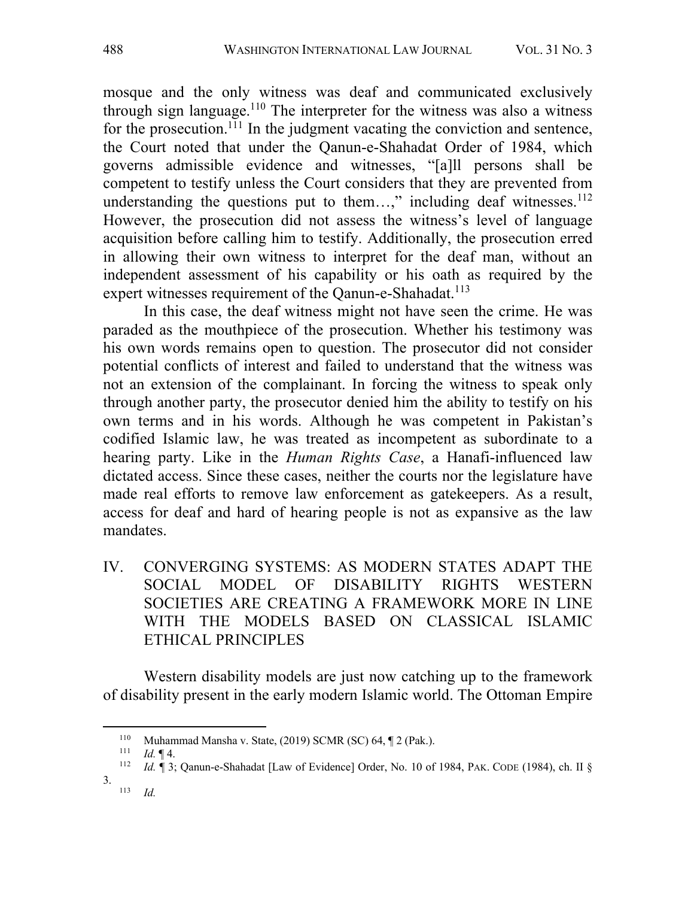mosque and the only witness was deaf and communicated exclusively through sign language.[110] The interpreter for the witness was also a witness for the prosecution.[111] In the judgment vacating the conviction and sentence, the Court noted that under the Qanun-e-Shahadat Order of 1984, which governs admissible evidence and witnesses, "[a]ll persons shall be competent to testify unless the Court considers that they are prevented from understanding the questions put to them…," including deaf witnesses.[112] However, the prosecution did not assess the witness's level of language acquisition before calling him to testify. Additionally, the prosecution erred in allowing their own witness to interpret for the deaf man, without an independent assessment of his capability or his oath as required by the expert witnesses requirement of the Qanun-e-Shahadat.[113]

In this case, the deaf witness might not have seen the crime. He was paraded as the mouthpiece of the prosecution. Whether his testimony was his own words remains open to question. The prosecutor did not consider potential conflicts of interest and failed to understand that the witness was not an extension of the complainant. In forcing the witness to speak only through another party, the prosecutor denied him the ability to testify on his own terms and in his words. Although he was competent in Pakistan's codified Islamic law, he was treated as incompetent as subordinate to a hearing party. Like in the *Human Rights Case*, a Hanafi-influenced law dictated access. Since these cases, neither the courts nor the legislature have made real efforts to remove law enforcement as gatekeepers. As a result, access for deaf and hard of hearing people is not as expansive as the law mandates.

## IV. CONVERGING SYSTEMS: AS MODERN STATES ADAPT THE SOCIAL MODEL OF DISABILITY RIGHTS WESTERN SOCIETIES ARE CREATING A FRAMEWORK MORE IN LINE WITH THE MODELS BASED ON CLASSICAL ISLAMIC ETHICAL PRINCIPLES

Western disability models are just now catching up to the framework of disability present in the early modern Islamic world. The Ottoman Empire

---

[110] Muhammad Mansha v. State, (2019) SCMR (SC) 64, ¶ 2 (Pak.).

[111] *Id.* ¶ 4.

[112] *Id.* ¶ 3; Qanun-e-Shahadat [Law of Evidence] Order, No. 10 of 1984, PAK. CODE (1984), ch. II § 3.

[113] *Id.*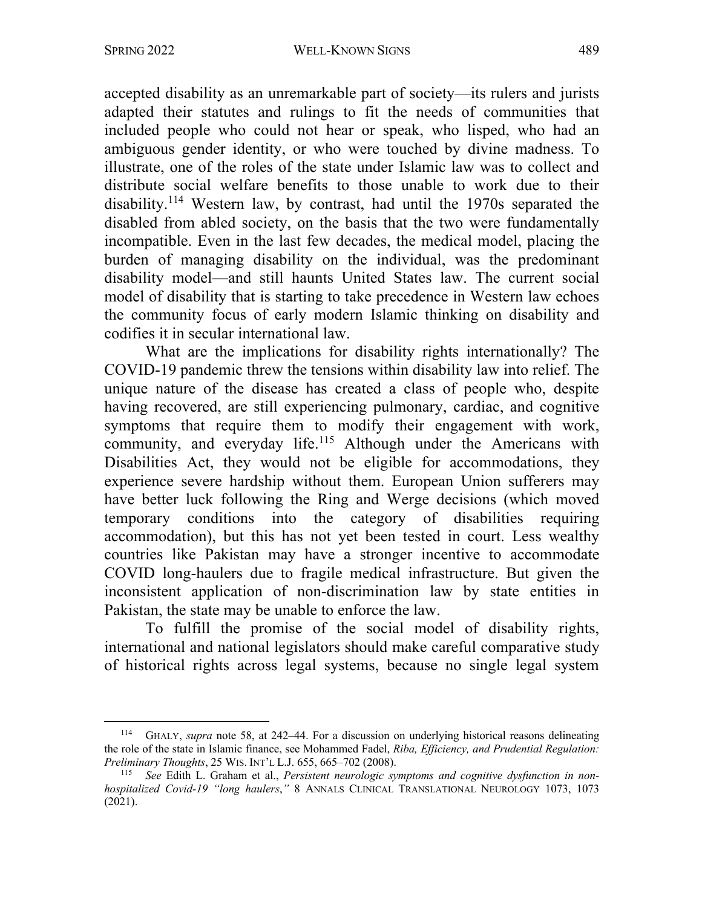accepted disability as an unremarkable part of society—its rulers and jurists adapted their statutes and rulings to fit the needs of communities that included people who could not hear or speak, who lisped, who had an ambiguous gender identity, or who were touched by divine madness. To illustrate, one of the roles of the state under Islamic law was to collect and distribute social welfare benefits to those unable to work due to their disability.[114] Western law, by contrast, had until the 1970s separated the disabled from abled society, on the basis that the two were fundamentally incompatible. Even in the last few decades, the medical model, placing the burden of managing disability on the individual, was the predominant disability model—and still haunts United States law. The current social model of disability that is starting to take precedence in Western law echoes the community focus of early modern Islamic thinking on disability and codifies it in secular international law.

What are the implications for disability rights internationally? The COVID-19 pandemic threw the tensions within disability law into relief. The unique nature of the disease has created a class of people who, despite having recovered, are still experiencing pulmonary, cardiac, and cognitive symptoms that require them to modify their engagement with work, community, and everyday life.[115] Although under the Americans with Disabilities Act, they would not be eligible for accommodations, they experience severe hardship without them. European Union sufferers may have better luck following the Ring and Werge decisions (which moved temporary conditions into the category of disabilities requiring accommodation), but this has not yet been tested in court. Less wealthy countries like Pakistan may have a stronger incentive to accommodate COVID long-haulers due to fragile medical infrastructure. But given the inconsistent application of non-discrimination law by state entities in Pakistan, the state may be unable to enforce the law.

To fulfill the promise of the social model of disability rights, international and national legislators should make careful comparative study of historical rights across legal systems, because no single legal system

---

[114] GHALY, *supra* note 58, at 242–44. For a discussion on underlying historical reasons delineating the role of the state in Islamic finance, see Mohammed Fadel, *Riba, Efficiency, and Prudential Regulation: Preliminary Thoughts*, 25 WIS. INT'L L.J. 655, 665–702 (2008).

[115] *See* Edith L. Graham et al., *Persistent neurologic symptoms and cognitive dysfunction in non-hospitalized Covid-19 "long haulers*,*"* 8 ANNALS CLINICAL TRANSLATIONAL NEUROLOGY 1073, 1073 (2021).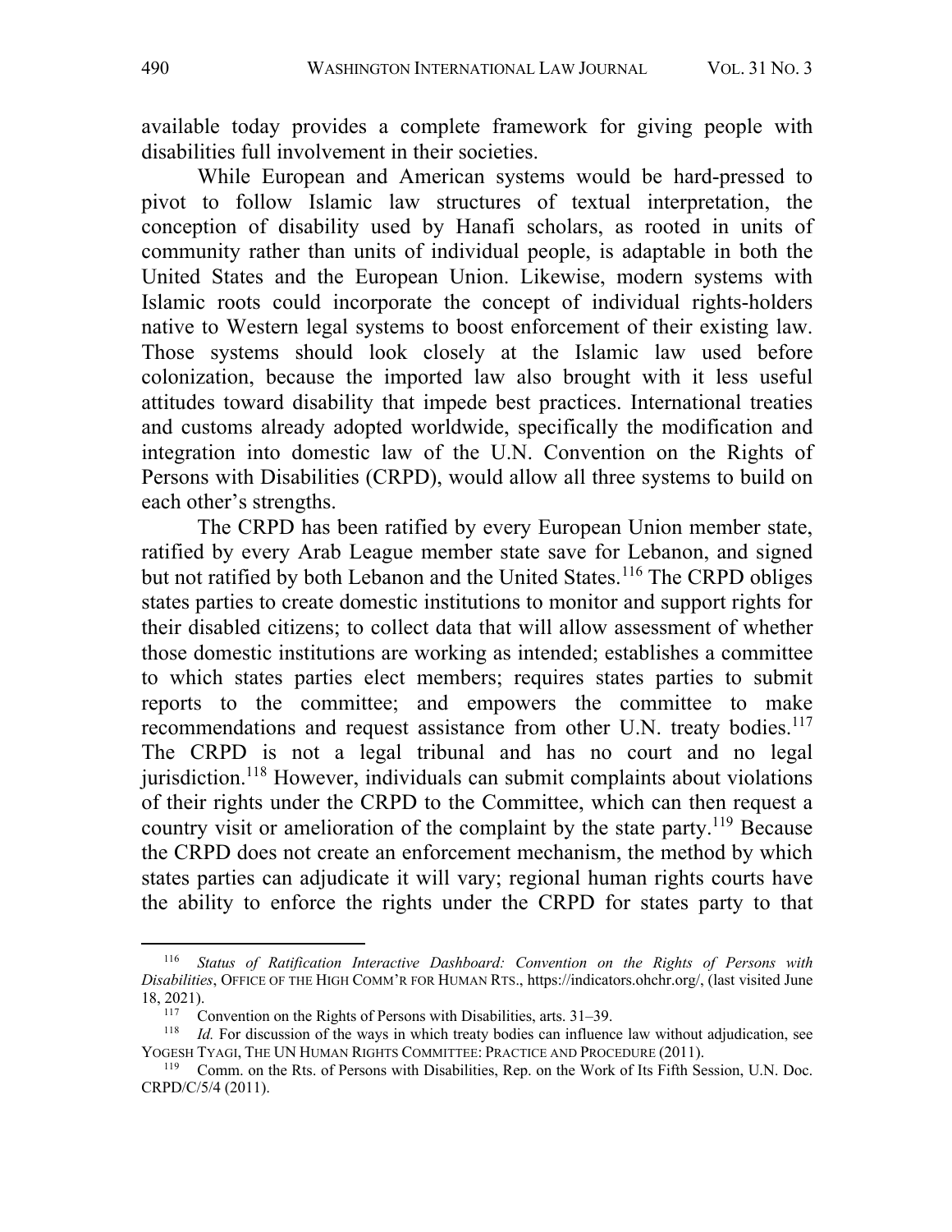available today provides a complete framework for giving people with disabilities full involvement in their societies.

While European and American systems would be hard-pressed to pivot to follow Islamic law structures of textual interpretation, the conception of disability used by Hanafi scholars, as rooted in units of community rather than units of individual people, is adaptable in both the United States and the European Union. Likewise, modern systems with Islamic roots could incorporate the concept of individual rights-holders native to Western legal systems to boost enforcement of their existing law. Those systems should look closely at the Islamic law used before colonization, because the imported law also brought with it less useful attitudes toward disability that impede best practices. International treaties and customs already adopted worldwide, specifically the modification and integration into domestic law of the U.N. Convention on the Rights of Persons with Disabilities (CRPD), would allow all three systems to build on each other's strengths.

The CRPD has been ratified by every European Union member state, ratified by every Arab League member state save for Lebanon, and signed but not ratified by both Lebanon and the United States.[116] The CRPD obliges states parties to create domestic institutions to monitor and support rights for their disabled citizens; to collect data that will allow assessment of whether those domestic institutions are working as intended; establishes a committee to which states parties elect members; requires states parties to submit reports to the committee; and empowers the committee to make recommendations and request assistance from other U.N. treaty bodies.[117] The CRPD is not a legal tribunal and has no court and no legal jurisdiction.[118] However, individuals can submit complaints about violations of their rights under the CRPD to the Committee, which can then request a country visit or amelioration of the complaint by the state party.[119] Because the CRPD does not create an enforcement mechanism, the method by which states parties can adjudicate it will vary; regional human rights courts have the ability to enforce the rights under the CRPD for states party to that

---

[116] *Status of Ratification Interactive Dashboard: Convention on the Rights of Persons with Disabilities*, OFFICE OF THE HIGH COMM'R FOR HUMAN RTS., https://indicators.ohchr.org/, (last visited June 18, 2021).

[117] Convention on the Rights of Persons with Disabilities, arts. 31–39.

[118] *Id.* For discussion of the ways in which treaty bodies can influence law without adjudication, see YOGESH TYAGI, THE UN HUMAN RIGHTS COMMITTEE: PRACTICE AND PROCEDURE (2011).

[119] Comm. on the Rts. of Persons with Disabilities, Rep. on the Work of Its Fifth Session, U.N. Doc. CRPD/C/5/4 (2011).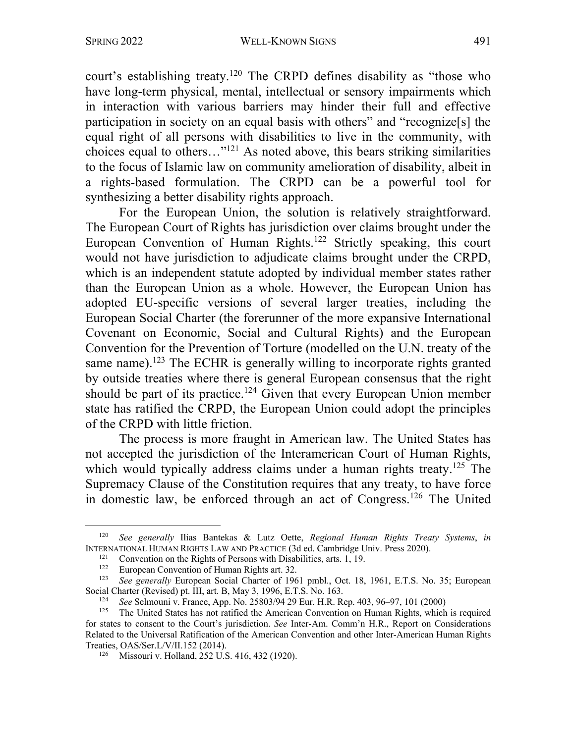court's establishing treaty.[120] The CRPD defines disability as "those who have long-term physical, mental, intellectual or sensory impairments which in interaction with various barriers may hinder their full and effective participation in society on an equal basis with others" and "recognize[s] the equal right of all persons with disabilities to live in the community, with choices equal to others…"[121] As noted above, this bears striking similarities to the focus of Islamic law on community amelioration of disability, albeit in a rights-based formulation. The CRPD can be a powerful tool for synthesizing a better disability rights approach.

For the European Union, the solution is relatively straightforward. The European Court of Rights has jurisdiction over claims brought under the European Convention of Human Rights.[122] Strictly speaking, this court would not have jurisdiction to adjudicate claims brought under the CRPD, which is an independent statute adopted by individual member states rather than the European Union as a whole. However, the European Union has adopted EU-specific versions of several larger treaties, including the European Social Charter (the forerunner of the more expansive International Covenant on Economic, Social and Cultural Rights) and the European Convention for the Prevention of Torture (modelled on the U.N. treaty of the same name).[123] The ECHR is generally willing to incorporate rights granted by outside treaties where there is general European consensus that the right should be part of its practice.[124] Given that every European Union member state has ratified the CRPD, the European Union could adopt the principles of the CRPD with little friction.

The process is more fraught in American law. The United States has not accepted the jurisdiction of the Interamerican Court of Human Rights, which would typically address claims under a human rights treaty.[125] The Supremacy Clause of the Constitution requires that any treaty, to have force in domestic law, be enforced through an act of Congress.[126] The United

---

[120] *See generally* Ilias Bantekas & Lutz Oette, *Regional Human Rights Treaty Systems*, *in* INTERNATIONAL HUMAN RIGHTS LAW AND PRACTICE (3d ed. Cambridge Univ. Press 2020).

[121] Convention on the Rights of Persons with Disabilities, arts. 1, 19.

[122] European Convention of Human Rights art. 32.

[123] *See generally* European Social Charter of 1961 pmbl., Oct. 18, 1961, E.T.S. No. 35; European Social Charter (Revised) pt. III, art. B, May 3, 1996, E.T.S. No. 163.

[124] *See* Selmouni v. France, App. No. 25803/94 29 Eur. H.R. Rep. 403, 96–97, 101 (2000)

[125] The United States has not ratified the American Convention on Human Rights, which is required for states to consent to the Court's jurisdiction. *See* Inter-Am. Comm'n H.R., Report on Considerations Related to the Universal Ratification of the American Convention and other Inter-American Human Rights Treaties, OAS/Ser.L/V/II.152 (2014).

[126] Missouri v. Holland, 252 U.S. 416, 432 (1920).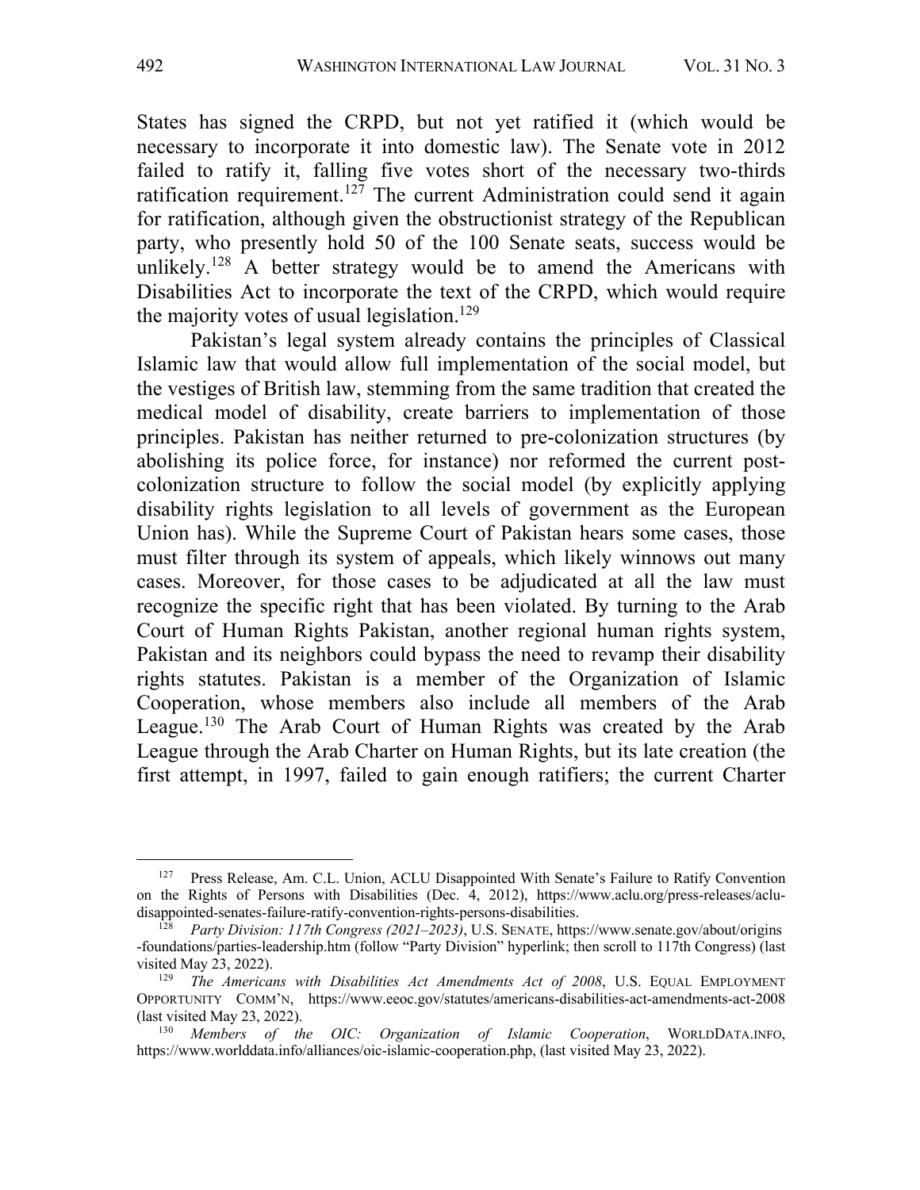States has signed the CRPD, but not yet ratified it (which would be necessary to incorporate it into domestic law). The Senate vote in 2012 failed to ratify it, falling five votes short of the necessary two-thirds ratification requirement.[127] The current Administration could send it again for ratification, although given the obstructionist strategy of the Republican party, who presently hold 50 of the 100 Senate seats, success would be unlikely.[128] A better strategy would be to amend the Americans with Disabilities Act to incorporate the text of the CRPD, which would require the majority votes of usual legislation.[129]

Pakistan's legal system already contains the principles of Classical Islamic law that would allow full implementation of the social model, but the vestiges of British law, stemming from the same tradition that created the medical model of disability, create barriers to implementation of those principles. Pakistan has neither returned to pre-colonization structures (by abolishing its police force, for instance) nor reformed the current post-colonization structure to follow the social model (by explicitly applying disability rights legislation to all levels of government as the European Union has). While the Supreme Court of Pakistan hears some cases, those must filter through its system of appeals, which likely winnows out many cases. Moreover, for those cases to be adjudicated at all the law must recognize the specific right that has been violated. By turning to the Arab Court of Human Rights Pakistan, another regional human rights system, Pakistan and its neighbors could bypass the need to revamp their disability rights statutes. Pakistan is a member of the Organization of Islamic Cooperation, whose members also include all members of the Arab League.[130] The Arab Court of Human Rights was created by the Arab League through the Arab Charter on Human Rights, but its late creation (the first attempt, in 1997, failed to gain enough ratifiers; the current Charter

---

[127] Press Release, Am. C.L. Union, ACLU Disappointed With Senate's Failure to Ratify Convention on the Rights of Persons with Disabilities (Dec. 4, 2012), https://www.aclu.org/press-releases/aclu-disappointed-senates-failure-ratify-convention-rights-persons-disabilities.

[128] *Party Division: 117th Congress (2021–2023)*, U.S. SENATE, https://www.senate.gov/about/origins-foundations/parties-leadership.htm (follow "Party Division" hyperlink; then scroll to 117th Congress) (last visited May 23, 2022).

[129] *The Americans with Disabilities Act Amendments Act of 2008*, U.S. EQUAL EMPLOYMENT OPPORTUNITY COMM'N, https://www.eeoc.gov/statutes/americans-disabilities-act-amendments-act-2008 (last visited May 23, 2022).

[130] *Members of the OIC: Organization of Islamic Cooperation*, WORLDDATA.INFO, https://www.worlddata.info/alliances/oic-islamic-cooperation.php, (last visited May 23, 2022).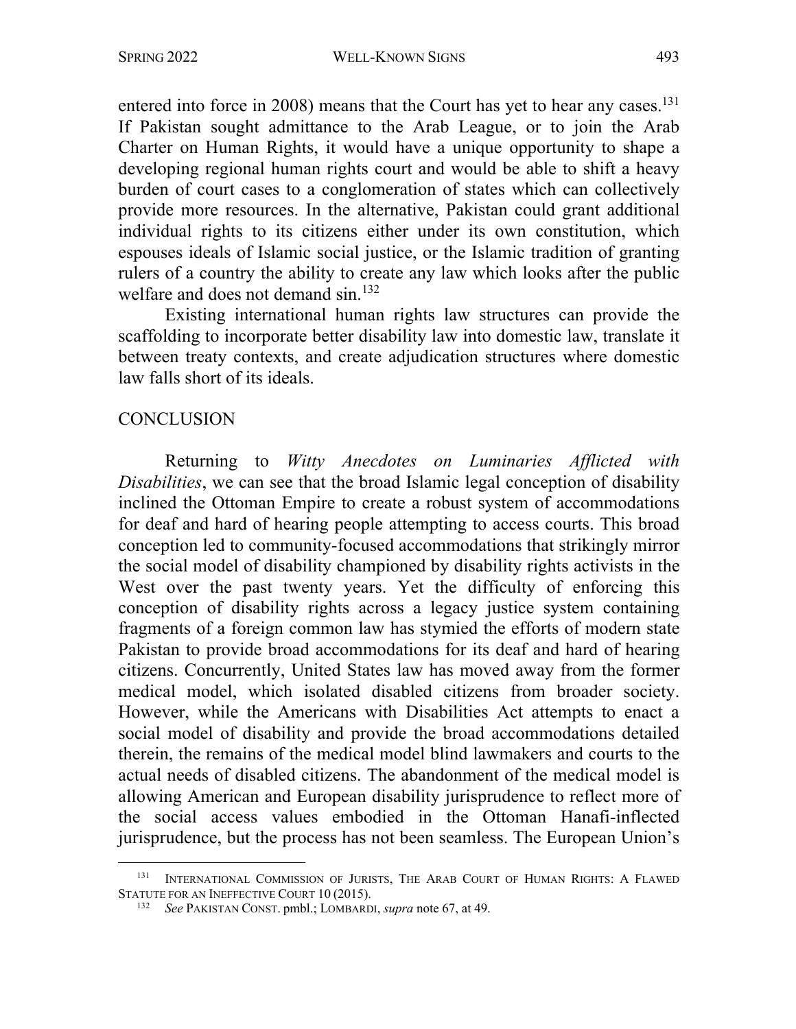entered into force in 2008) means that the Court has yet to hear any cases.[131] If Pakistan sought admittance to the Arab League, or to join the Arab Charter on Human Rights, it would have a unique opportunity to shape a developing regional human rights court and would be able to shift a heavy burden of court cases to a conglomeration of states which can collectively provide more resources. In the alternative, Pakistan could grant additional individual rights to its citizens either under its own constitution, which espouses ideals of Islamic social justice, or the Islamic tradition of granting rulers of a country the ability to create any law which looks after the public welfare and does not demand sin.[132]

Existing international human rights law structures can provide the scaffolding to incorporate better disability law into domestic law, translate it between treaty contexts, and create adjudication structures where domestic law falls short of its ideals.

## CONCLUSION

Returning to *Witty Anecdotes on Luminaries Afflicted with Disabilities*, we can see that the broad Islamic legal conception of disability inclined the Ottoman Empire to create a robust system of accommodations for deaf and hard of hearing people attempting to access courts. This broad conception led to community-focused accommodations that strikingly mirror the social model of disability championed by disability rights activists in the West over the past twenty years. Yet the difficulty of enforcing this conception of disability rights across a legacy justice system containing fragments of a foreign common law has stymied the efforts of modern state Pakistan to provide broad accommodations for its deaf and hard of hearing citizens. Concurrently, United States law has moved away from the former medical model, which isolated disabled citizens from broader society. However, while the Americans with Disabilities Act attempts to enact a social model of disability and provide the broad accommodations detailed therein, the remains of the medical model blind lawmakers and courts to the actual needs of disabled citizens. The abandonment of the medical model is allowing American and European disability jurisprudence to reflect more of the social access values embodied in the Ottoman Hanafi-inflected jurisprudence, but the process has not been seamless. The European Union's

---

[131] INTERNATIONAL COMMISSION OF JURISTS, THE ARAB COURT OF HUMAN RIGHTS: A FLAWED STATUTE FOR AN INEFFECTIVE COURT 10 (2015).

[132] *See* PAKISTAN CONST. pmbl.; LOMBARDI, *supra* note 67, at 49.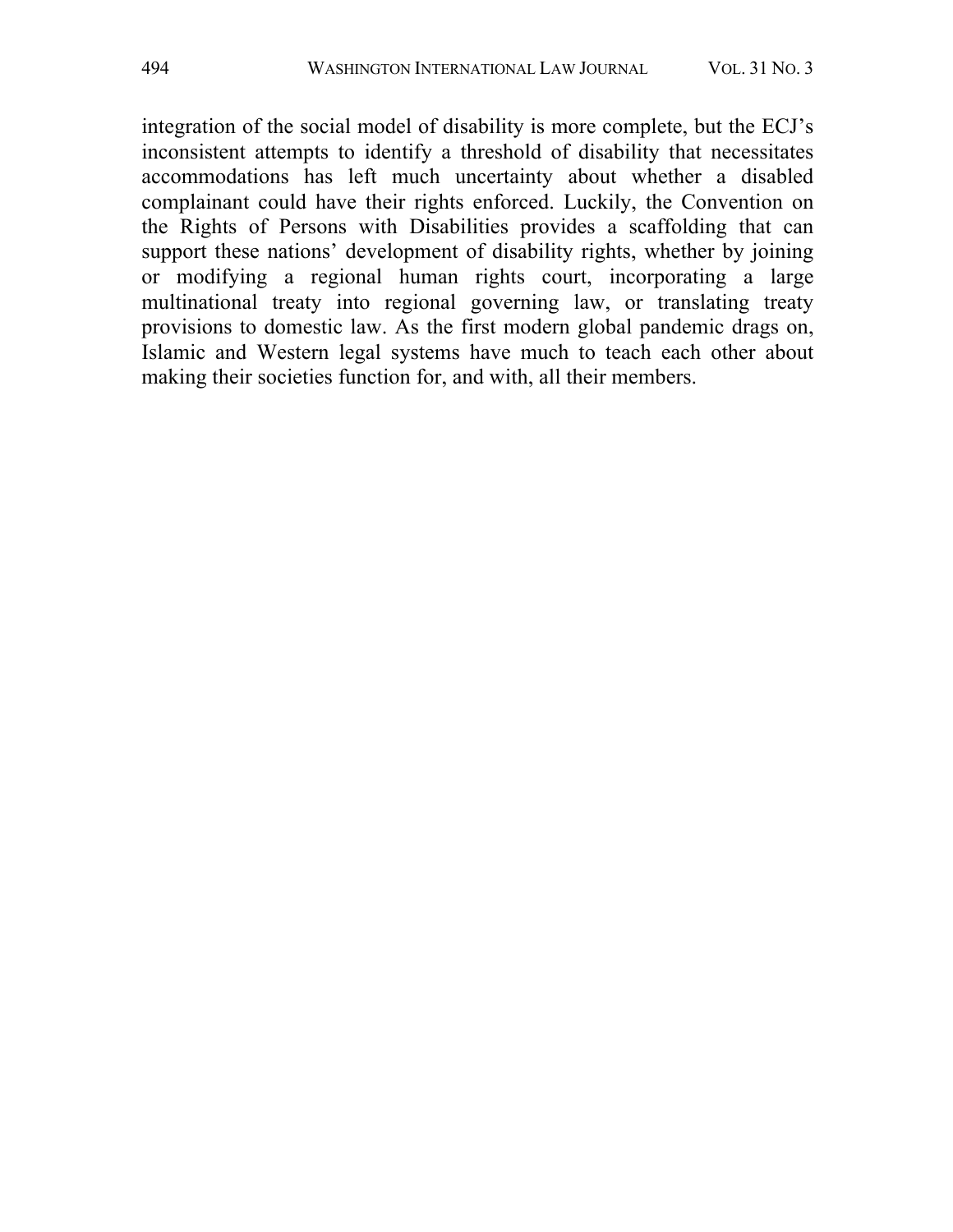integration of the social model of disability is more complete, but the ECJ's inconsistent attempts to identify a threshold of disability that necessitates accommodations has left much uncertainty about whether a disabled complainant could have their rights enforced. Luckily, the Convention on the Rights of Persons with Disabilities provides a scaffolding that can support these nations' development of disability rights, whether by joining or modifying a regional human rights court, incorporating a large multinational treaty into regional governing law, or translating treaty provisions to domestic law. As the first modern global pandemic drags on, Islamic and Western legal systems have much to teach each other about making their societies function for, and with, all their members.